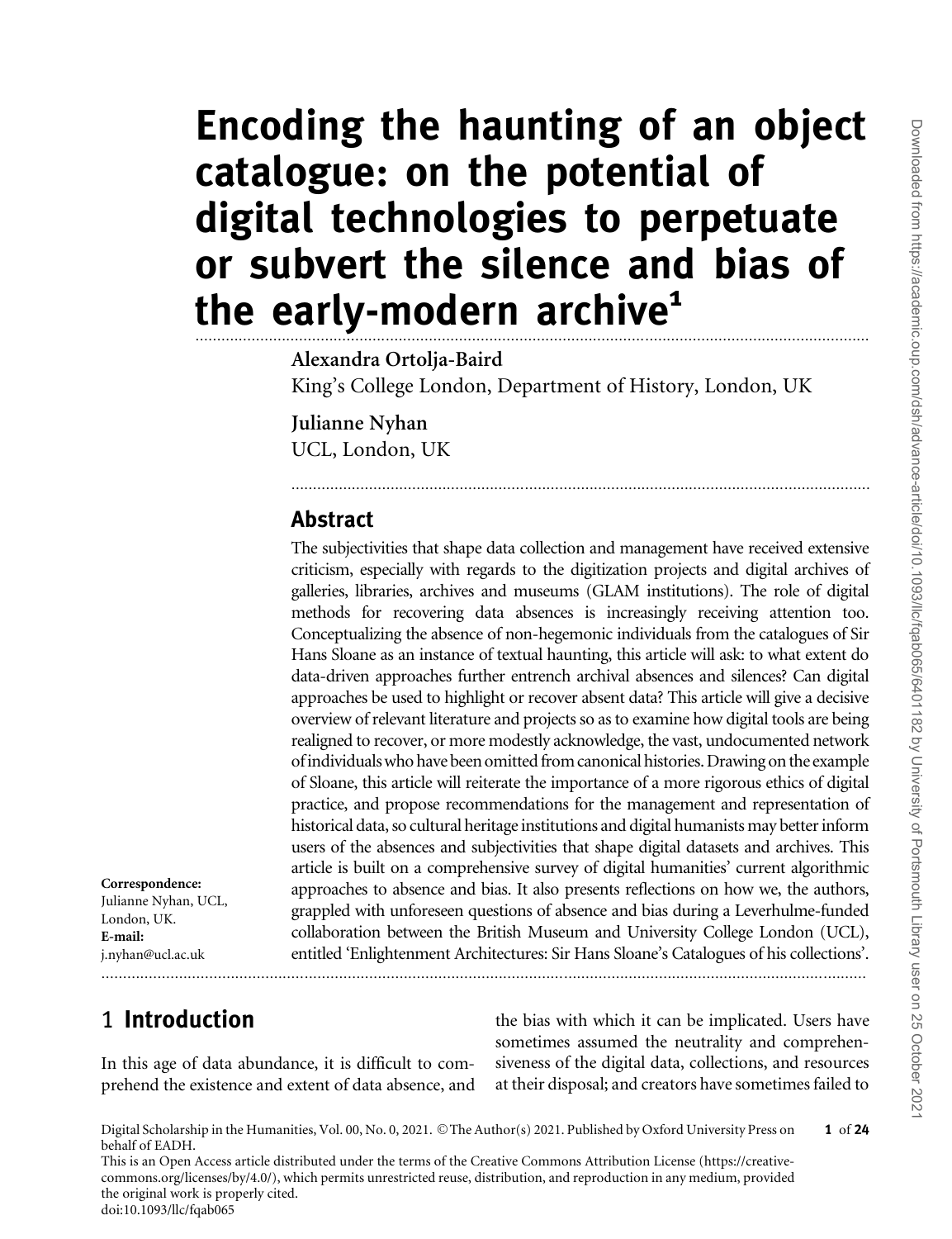# Encoding the haunting of an object catalogue: on the potential of digital technologies to perpetuate or subvert the silence and bias of the early-modern archive[1]

**Alexandra Ortolja-Baird**
King's College London, Department of History, London, UK

**Julianne Nyhan**
UCL, London, UK

## Abstract

The subjectivities that shape data collection and management have received extensive criticism, especially with regards to the digitization projects and digital archives of galleries, libraries, archives and museums (GLAM institutions). The role of digital methods for recovering data absences is increasingly receiving attention too. Conceptualizing the absence of non-hegemonic individuals from the catalogues of Sir Hans Sloane as an instance of textual haunting, this article will ask: to what extent do data-driven approaches further entrench archival absences and silences? Can digital approaches be used to highlight or recover absent data? This article will give a decisive overview of relevant literature and projects so as to examine how digital tools are being realigned to recover, or more modestly acknowledge, the vast, undocumented network of individuals who have been omitted from canonical histories. Drawing on the example of Sloane, this article will reiterate the importance of a more rigorous ethics of digital practice, and propose recommendations for the management and representation of historical data, so cultural heritage institutions and digital humanists may better inform users of the absences and subjectivities that shape digital datasets and archives. This article is built on a comprehensive survey of digital humanities' current algorithmic approaches to absence and bias. It also presents reflections on how we, the authors, grappled with unforeseen questions of absence and bias during a Leverhulme-funded collaboration between the British Museum and University College London (UCL), entitled 'Enlightenment Architectures: Sir Hans Sloane's Catalogues of his collections'.

**Correspondence:**
Julianne Nyhan, UCL, London, UK.
**E-mail:**
j.nyhan@ucl.ac.uk

## 1 Introduction

In this age of data abundance, it is difficult to comprehend the existence and extent of data absence, and the bias with which it can be implicated. Users have sometimes assumed the neutrality and comprehensiveness of the digital data, collections, and resources at their disposal; and creators have sometimes failed to

Digital Scholarship in the Humanities, Vol. 00, No. 0, 2021. © The Author(s) 2021. Published by Oxford University Press on behalf of EADH.
This is an Open Access article distributed under the terms of the Creative Commons Attribution License (https://creativecommons.org/licenses/by/4.0/), which permits unrestricted reuse, distribution, and reproduction in any medium, provided the original work is properly cited.
doi:10.1093/llc/fqab065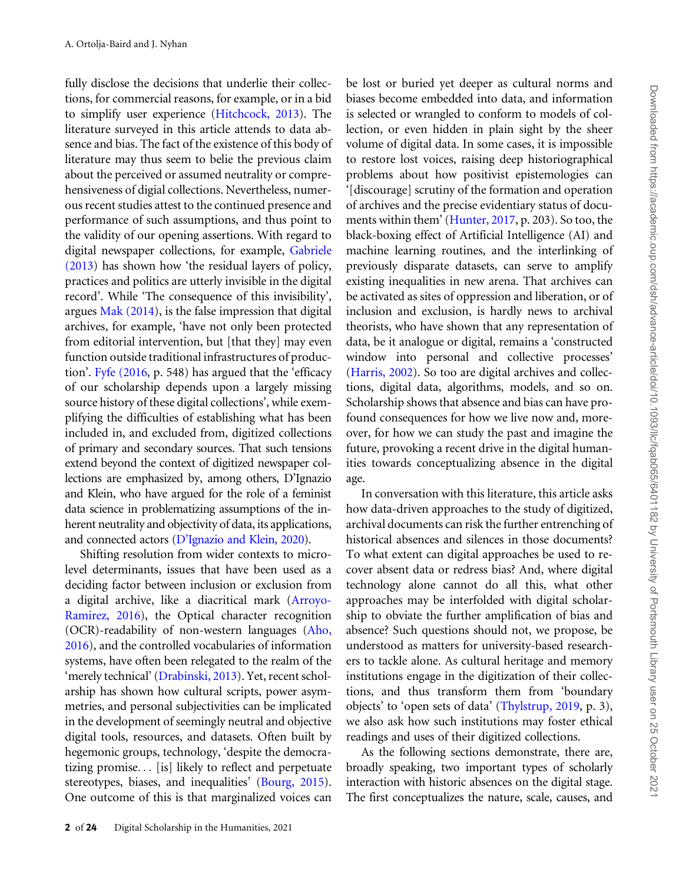fully disclose the decisions that underlie their collections, for commercial reasons, for example, or in a bid to simplify user experience (Hitchcock, 2013). The literature surveyed in this article attends to data absence and bias. The fact of the existence of this body of literature may thus seem to belie the previous claim about the perceived or assumed neutrality or comprehensiveness of digital collections. Nevertheless, numerous recent studies attest to the continued presence and performance of such assumptions, and thus point to the validity of our opening assertions. With regard to digital newspaper collections, for example, Gabriele (2013) has shown how 'the residual layers of policy, practices and politics are utterly invisible in the digital record'. While 'The consequence of this invisibility', argues Mak (2014), is the false impression that digital archives, for example, 'have not only been protected from editorial intervention, but [that they] may even function outside traditional infrastructures of production'. Fyfe (2016, p. 548) has argued that the 'efficacy of our scholarship depends upon a largely missing source history of these digital collections', while exemplifying the difficulties of establishing what has been included in, and excluded from, digitized collections of primary and secondary sources. That such tensions extend beyond the context of digitized newspaper collections are emphasized by, among others, D'Ignazio and Klein, who have argued for the role of a feminist data science in problematizing assumptions of the inherent neutrality and objectivity of data, its applications, and connected actors (D'Ignazio and Klein, 2020).

Shifting resolution from wider contexts to micro-level determinants, issues that have been used as a deciding factor between inclusion or exclusion from a digital archive, like a diacritical mark (Arroyo-Ramirez, 2016), the Optical character recognition (OCR)-readability of non-western languages (Aho, 2016), and the controlled vocabularies of information systems, have often been relegated to the realm of the 'merely technical' (Drabinski, 2013). Yet, recent scholarship has shown how cultural scripts, power asymmetries, and personal subjectivities can be implicated in the development of seemingly neutral and objective digital tools, resources, and datasets. Often built by hegemonic groups, technology, 'despite the democratizing promise... [is] likely to reflect and perpetuate stereotypes, biases, and inequalities' (Bourg, 2015). One outcome of this is that marginalized voices can be lost or buried yet deeper as cultural norms and biases become embedded into data, and information is selected or wrangled to conform to models of collection, or even hidden in plain sight by the sheer volume of digital data. In some cases, it is impossible to restore lost voices, raising deep historiographical problems about how positivist epistemologies can '[discourage] scrutiny of the formation and operation of archives and the precise evidentiary status of documents within them' (Hunter, 2017, p. 203). So too, the black-boxing effect of Artificial Intelligence (AI) and machine learning routines, and the interlinking of previously disparate datasets, can serve to amplify existing inequalities in new arena. That archives can be activated as sites of oppression and liberation, or of inclusion and exclusion, is hardly news to archival theorists, who have shown that any representation of data, be it analogue or digital, remains a 'constructed window into personal and collective processes' (Harris, 2002). So too are digital archives and collections, digital data, algorithms, models, and so on. Scholarship shows that absence and bias can have profound consequences for how we live now and, moreover, for how we can study the past and imagine the future, provoking a recent drive in the digital humanities towards conceptualizing absence in the digital age.

In conversation with this literature, this article asks how data-driven approaches to the study of digitized, archival documents can risk the further entrenching of historical absences and silences in those documents? To what extent can digital approaches be used to recover absent data or redress bias? And, where digital technology alone cannot do all this, what other approaches may be interfolded with digital scholarship to obviate the further amplification of bias and absence? Such questions should not, we propose, be understood as matters for university-based researchers to tackle alone. As cultural heritage and memory institutions engage in the digitization of their collections, and thus transform them from 'boundary objects' to 'open sets of data' (Thylstrup, 2019, p. 3), we also ask how such institutions may foster ethical readings and uses of their digitized collections.

As the following sections demonstrate, there are, broadly speaking, two important types of scholarly interaction with historic absences on the digital stage. The first conceptualizes the nature, scale, causes, and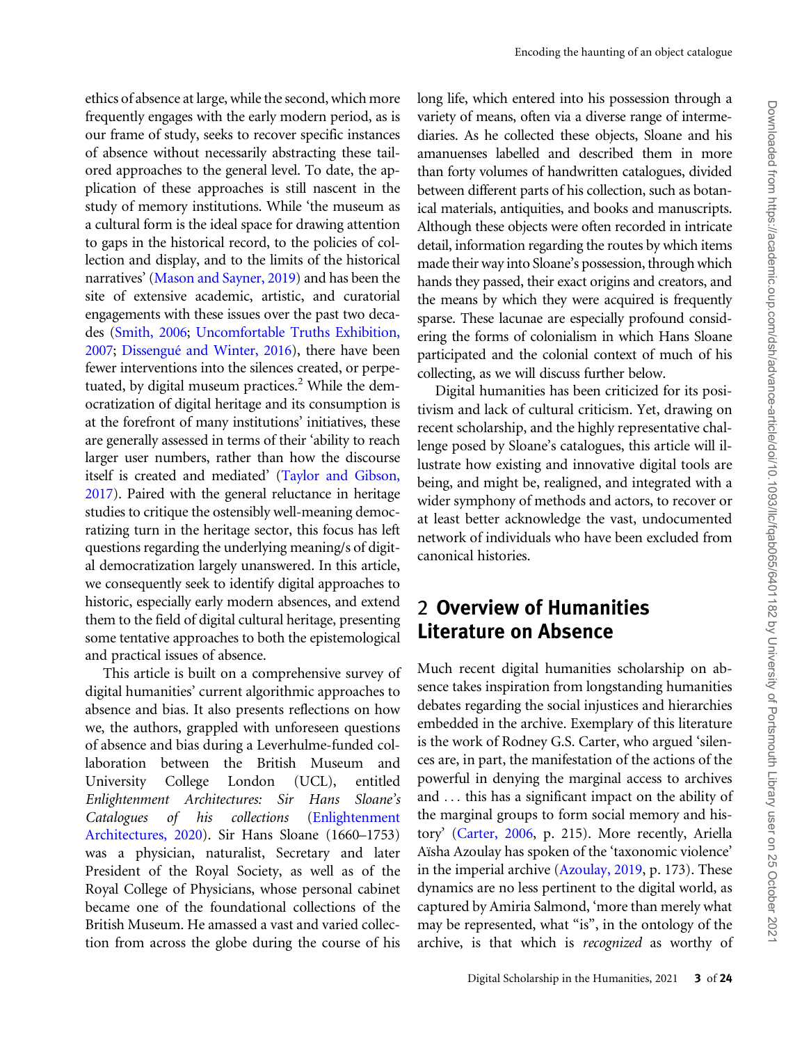ethics of absence at large, while the second, which more frequently engages with the early modern period, as is our frame of study, seeks to recover specific instances of absence without necessarily abstracting these tailored approaches to the general level. To date, the application of these approaches is still nascent in the study of memory institutions. While 'the museum as a cultural form is the ideal space for drawing attention to gaps in the historical record, to the policies of collection and display, and to the limits of the historical narratives' (Mason and Sayner, 2019) and has been the site of extensive academic, artistic, and curatorial engagements with these issues over the past two decades (Smith, 2006; Uncomfortable Truths Exhibition, 2007; Dissengué and Winter, 2016), there have been fewer interventions into the silences created, or perpetuated, by digital museum practices.[2] While the democratization of digital heritage and its consumption is at the forefront of many institutions' initiatives, these are generally assessed in terms of their 'ability to reach larger user numbers, rather than how the discourse itself is created and mediated' (Taylor and Gibson, 2017). Paired with the general reluctance in heritage studies to critique the ostensibly well-meaning democratizing turn in the heritage sector, this focus has left questions regarding the underlying meaning/s of digital democratization largely unanswered. In this article, we consequently seek to identify digital approaches to historic, especially early modern absences, and extend them to the field of digital cultural heritage, presenting some tentative approaches to both the epistemological and practical issues of absence.

This article is built on a comprehensive survey of digital humanities' current algorithmic approaches to absence and bias. It also presents reflections on how we, the authors, grappled with unforeseen questions of absence and bias during a Leverhulme-funded collaboration between the British Museum and University College London (UCL), entitled *Enlightenment Architectures: Sir Hans Sloane's Catalogues of his collections* (Enlightenment Architectures, 2020). Sir Hans Sloane (1660–1753) was a physician, naturalist, Secretary and later President of the Royal Society, as well as of the Royal College of Physicians, whose personal cabinet became one of the foundational collections of the British Museum. He amassed a vast and varied collection from across the globe during the course of his long life, which entered into his possession through a variety of means, often via a diverse range of intermediaries. As he collected these objects, Sloane and his amanuenses labelled and described them in more than forty volumes of handwritten catalogues, divided between different parts of his collection, such as botanical materials, antiquities, and books and manuscripts. Although these objects were often recorded in intricate detail, information regarding the routes by which items made their way into Sloane's possession, through which hands they passed, their exact origins and creators, and the means by which they were acquired is frequently sparse. These lacunae are especially profound considering the forms of colonialism in which Hans Sloane participated and the colonial context of much of his collecting, as we will discuss further below.

Digital humanities has been criticized for its positivism and lack of cultural criticism. Yet, drawing on recent scholarship, and the highly representative challenge posed by Sloane's catalogues, this article will illustrate how existing and innovative digital tools are being, and might be, realigned, and integrated with a wider symphony of methods and actors, to recover or at least better acknowledge the vast, undocumented network of individuals who have been excluded from canonical histories.

## 2 Overview of Humanities Literature on Absence

Much recent digital humanities scholarship on absence takes inspiration from longstanding humanities debates regarding the social injustices and hierarchies embedded in the archive. Exemplary of this literature is the work of Rodney G.S. Carter, who argued 'silences are, in part, the manifestation of the actions of the powerful in denying the marginal access to archives and ... this has a significant impact on the ability of the marginal groups to form social memory and history' (Carter, 2006, p. 215). More recently, Ariella Aïsha Azoulay has spoken of the 'taxonomic violence' in the imperial archive (Azoulay, 2019, p. 173). These dynamics are no less pertinent to the digital world, as captured by Amiria Salmond, 'more than merely what may be represented, what "is", in the ontology of the archive, is that which is *recognized* as worthy of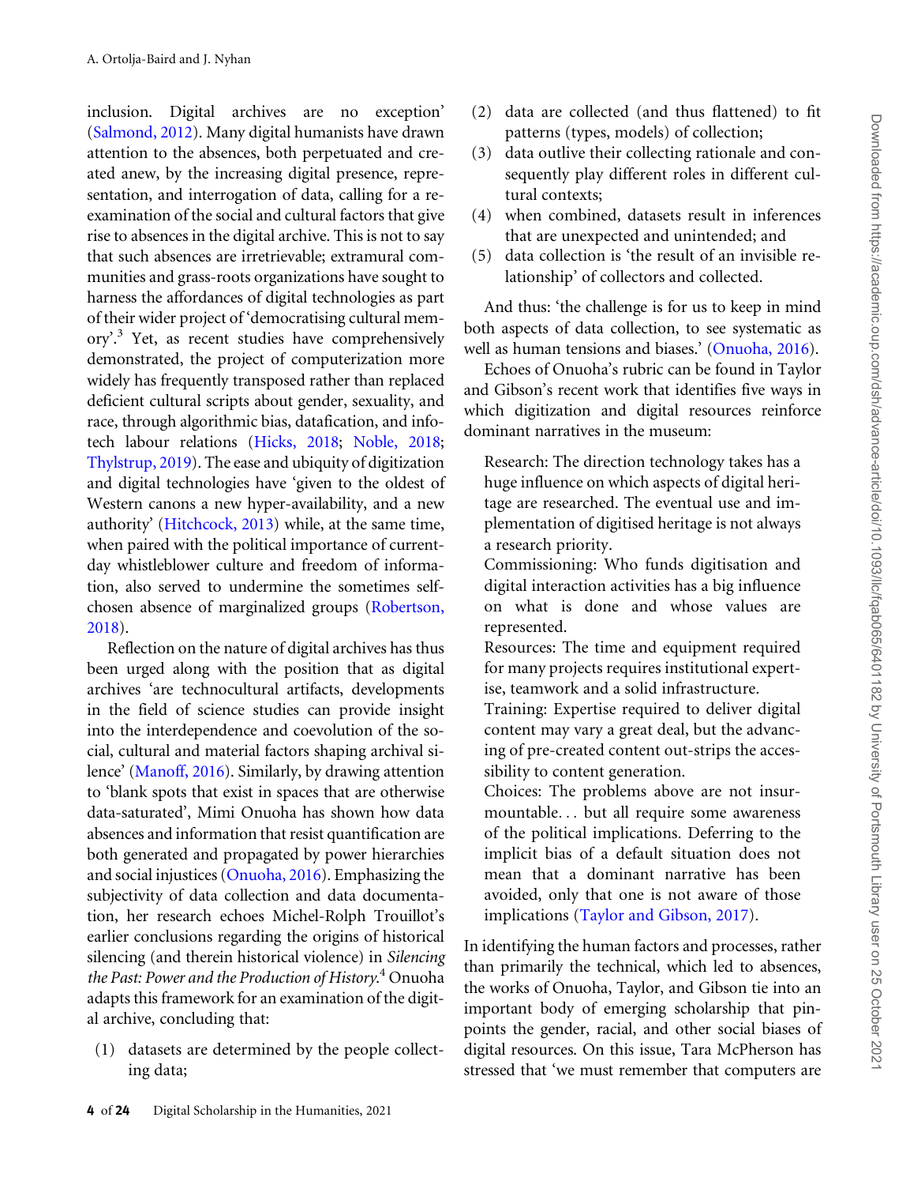inclusion. Digital archives are no exception' (Salmond, 2012). Many digital humanists have drawn attention to the absences, both perpetuated and created anew, by the increasing digital presence, representation, and interrogation of data, calling for a re-examination of the social and cultural factors that give rise to absences in the digital archive. This is not to say that such absences are irretrievable; extramural communities and grass-roots organizations have sought to harness the affordances of digital technologies as part of their wider project of 'democratising cultural memory'.[3] Yet, as recent studies have comprehensively demonstrated, the project of computerization more widely has frequently transposed rather than replaced deficient cultural scripts about gender, sexuality, and race, through algorithmic bias, datafication, and infotech labour relations (Hicks, 2018; Noble, 2018; Thylstrup, 2019). The ease and ubiquity of digitization and digital technologies have 'given to the oldest of Western canons a new hyper-availability, and a new authority' (Hitchcock, 2013) while, at the same time, when paired with the political importance of current-day whistleblower culture and freedom of information, also served to undermine the sometimes self-chosen absence of marginalized groups (Robertson, 2018).

Reflection on the nature of digital archives has thus been urged along with the position that as digital archives 'are technocultural artifacts, developments in the field of science studies can provide insight into the interdependence and coevolution of the social, cultural and material factors shaping archival silence' (Manoff, 2016). Similarly, by drawing attention to 'blank spots that exist in spaces that are otherwise data-saturated', Mimi Onuoha has shown how data absences and information that resist quantification are both generated and propagated by power hierarchies and social injustices (Onuoha, 2016). Emphasizing the subjectivity of data collection and data documentation, her research echoes Michel-Rolph Trouillot's earlier conclusions regarding the origins of historical silencing (and therein historical violence) in *Silencing the Past: Power and the Production of History*.[4] Onuoha adapts this framework for an examination of the digital archive, concluding that:

(1) datasets are determined by the people collecting data;
(2) data are collected (and thus flattened) to fit patterns (types, models) of collection;
(3) data outlive their collecting rationale and consequently play different roles in different cultural contexts;
(4) when combined, datasets result in inferences that are unexpected and unintended; and
(5) data collection is 'the result of an invisible relationship' of collectors and collected.

And thus: 'the challenge is for us to keep in mind both aspects of data collection, to see systematic as well as human tensions and biases.' (Onuoha, 2016).

Echoes of Onuoha's rubric can be found in Taylor and Gibson's recent work that identifies five ways in which digitization and digital resources reinforce dominant narratives in the museum:

> Research: The direction technology takes has a huge influence on which aspects of digital heritage are researched. The eventual use and implementation of digitised heritage is not always a research priority.
> Commissioning: Who funds digitisation and digital interaction activities has a big influence on what is done and whose values are represented.
> Resources: The time and equipment required for many projects requires institutional expertise, teamwork and a solid infrastructure.
> Training: Expertise required to deliver digital content may vary a great deal, but the advancing of pre-created content out-strips the accessibility to content generation.
> Choices: The problems above are not insurmountable... but all require some awareness of the political implications. Deferring to the implicit bias of a default situation does not mean that a dominant narrative has been avoided, only that one is not aware of those implications (Taylor and Gibson, 2017).

In identifying the human factors and processes, rather than primarily the technical, which led to absences, the works of Onuoha, Taylor, and Gibson tie into an important body of emerging scholarship that pinpoints the gender, racial, and other social biases of digital resources. On this issue, Tara McPherson has stressed that 'we must remember that computers are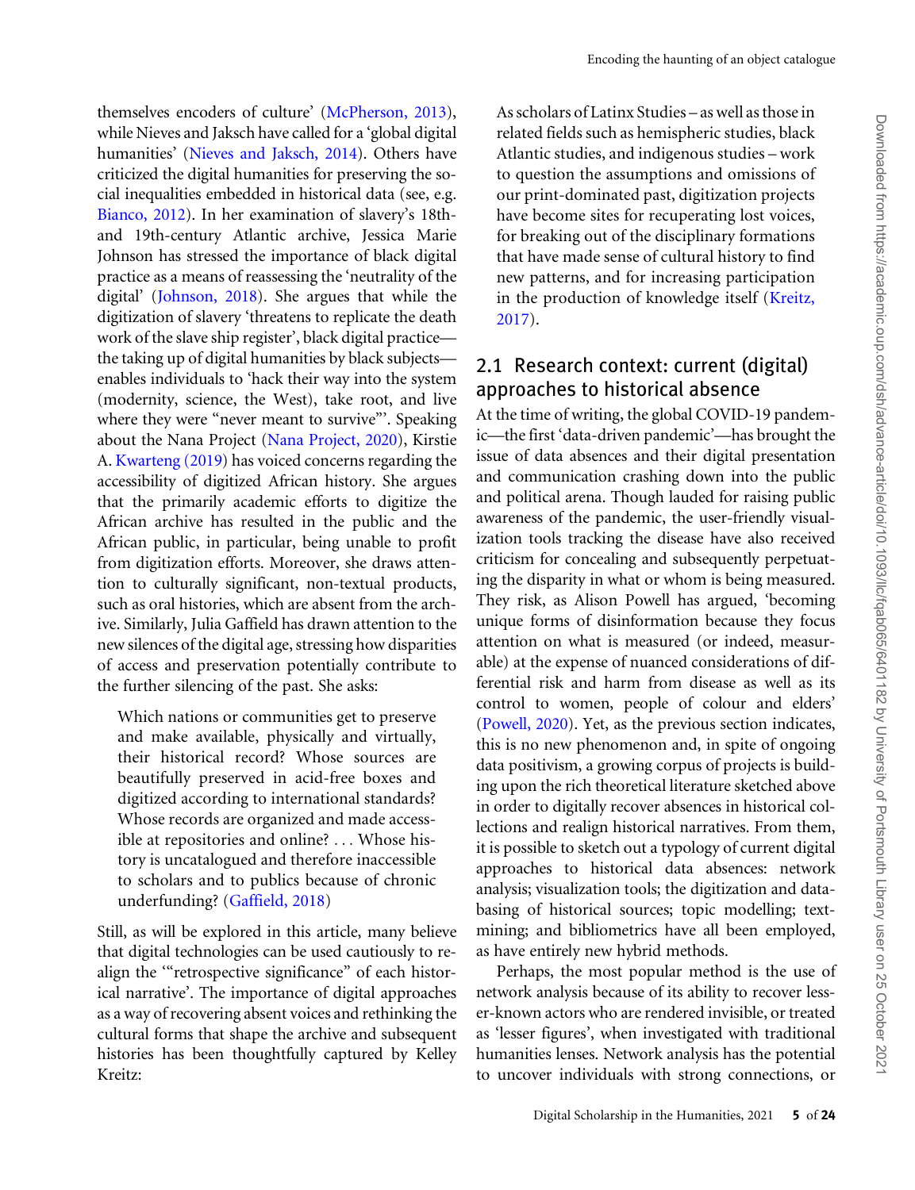themselves encoders of culture' (McPherson, 2013), while Nieves and Jaksch have called for a 'global digital humanities' (Nieves and Jaksch, 2014). Others have criticized the digital humanities for preserving the social inequalities embedded in historical data (see, e.g. Bianco, 2012). In her examination of slavery's 18th- and 19th-century Atlantic archive, Jessica Marie Johnson has stressed the importance of black digital practice as a means of reassessing the 'neutrality of the digital' (Johnson, 2018). She argues that while the digitization of slavery 'threatens to replicate the death work of the slave ship register', black digital practice—the taking up of digital humanities by black subjects—enables individuals to 'hack their way into the system (modernity, science, the West), take root, and live where they were "never meant to survive"'. Speaking about the Nana Project (Nana Project, 2020), Kirstie A. Kwarteng (2019) has voiced concerns regarding the accessibility of digitized African history. She argues that the primarily academic efforts to digitize the African archive has resulted in the public and the African public, in particular, being unable to profit from digitization efforts. Moreover, she draws attention to culturally significant, non-textual products, such as oral histories, which are absent from the archive. Similarly, Julia Gaffield has drawn attention to the new silences of the digital age, stressing how disparities of access and preservation potentially contribute to the further silencing of the past. She asks:

> Which nations or communities get to preserve and make available, physically and virtually, their historical record? Whose sources are beautifully preserved in acid-free boxes and digitized according to international standards? Whose records are organized and made accessible at repositories and online? . . . Whose history is uncatalogued and therefore inaccessible to scholars and to publics because of chronic underfunding? (Gaffield, 2018)

Still, as will be explored in this article, many believe that digital technologies can be used cautiously to realign the '"retrospective significance" of each historical narrative'. The importance of digital approaches as a way of recovering absent voices and rethinking the cultural forms that shape the archive and subsequent histories has been thoughtfully captured by Kelley Kreitz:

> As scholars of Latinx Studies – as well as those in related fields such as hemispheric studies, black Atlantic studies, and indigenous studies – work to question the assumptions and omissions of our print-dominated past, digitization projects have become sites for recuperating lost voices, for breaking out of the disciplinary formations that have made sense of cultural history to find new patterns, and for increasing participation in the production of knowledge itself (Kreitz, 2017).

## 2.1 Research context: current (digital) approaches to historical absence

At the time of writing, the global COVID-19 pandemic—the first 'data-driven pandemic'—has brought the issue of data absences and their digital presentation and communication crashing down into the public and political arena. Though lauded for raising public awareness of the pandemic, the user-friendly visualization tools tracking the disease have also received criticism for concealing and subsequently perpetuating the disparity in what or whom is being measured. They risk, as Alison Powell has argued, 'becoming unique forms of disinformation because they focus attention on what is measured (or indeed, measurable) at the expense of nuanced considerations of differential risk and harm from disease as well as its control to women, people of colour and elders' (Powell, 2020). Yet, as the previous section indicates, this is no new phenomenon and, in spite of ongoing data positivism, a growing corpus of projects is building upon the rich theoretical literature sketched above in order to digitally recover absences in historical collections and realign historical narratives. From them, it is possible to sketch out a typology of current digital approaches to historical data absences: network analysis; visualization tools; the digitization and databasing of historical sources; topic modelling; text-mining; and bibliometrics have all been employed, as have entirely new hybrid methods.

Perhaps, the most popular method is the use of network analysis because of its ability to recover lesser-known actors who are rendered invisible, or treated as 'lesser figures', when investigated with traditional humanities lenses. Network analysis has the potential to uncover individuals with strong connections, or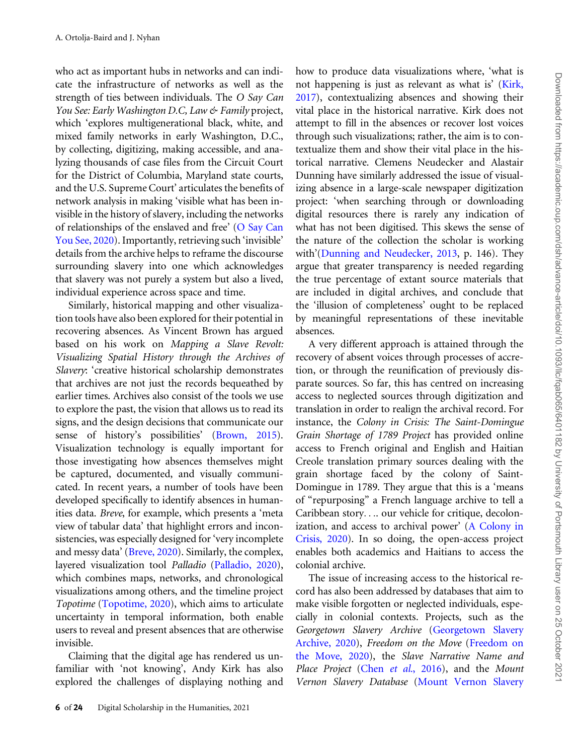who act as important hubs in networks and can indicate the infrastructure of networks as well as the strength of ties between individuals. The *O Say Can You See: Early Washington D.C, Law & Family* project, which 'explores multigenerational black, white, and mixed family networks in early Washington, D.C., by collecting, digitizing, making accessible, and analyzing thousands of case files from the Circuit Court for the District of Columbia, Maryland state courts, and the U.S. Supreme Court' articulates the benefits of network analysis in making 'visible what has been invisible in the history of slavery, including the networks of relationships of the enslaved and free' (O Say Can You See, 2020). Importantly, retrieving such 'invisible' details from the archive helps to reframe the discourse surrounding slavery into one which acknowledges that slavery was not purely a system but also a lived, individual experience across space and time.

Similarly, historical mapping and other visualization tools have also been explored for their potential in recovering absences. As Vincent Brown has argued based on his work on *Mapping a Slave Revolt: Visualizing Spatial History through the Archives of Slavery*: 'creative historical scholarship demonstrates that archives are not just the records bequeathed by earlier times. Archives also consist of the tools we use to explore the past, the vision that allows us to read its signs, and the design decisions that communicate our sense of history's possibilities' (Brown, 2015). Visualization technology is equally important for those investigating how absences themselves might be captured, documented, and visually communicated. In recent years, a number of tools have been developed specifically to identify absences in humanities data. *Breve*, for example, which presents a 'meta view of tabular data' that highlight errors and inconsistencies, was especially designed for 'very incomplete and messy data' (Breve, 2020). Similarly, the complex, layered visualization tool *Palladio* (Palladio, 2020), which combines maps, networks, and chronological visualizations among others, and the timeline project *Topotime* (Topotime, 2020), which aims to articulate uncertainty in temporal information, both enable users to reveal and present absences that are otherwise invisible.

Claiming that the digital age has rendered us unfamiliar with 'not knowing', Andy Kirk has also explored the challenges of displaying nothing and how to produce data visualizations where, 'what is not happening is just as relevant as what is' (Kirk, 2017), contextualizing absences and showing their vital place in the historical narrative. Kirk does not attempt to fill in the absences or recover lost voices through such visualizations; rather, the aim is to contextualize them and show their vital place in the historical narrative. Clemens Neudecker and Alastair Dunning have similarly addressed the issue of visualizing absence in a large-scale newspaper digitization project: 'when searching through or downloading digital resources there is rarely any indication of what has not been digitised. This skews the sense of the nature of the collection the scholar is working with'(Dunning and Neudecker, 2013, p. 146). They argue that greater transparency is needed regarding the true percentage of extant source materials that are included in digital archives, and conclude that the 'illusion of completeness' ought to be replaced by meaningful representations of these inevitable absences.

A very different approach is attained through the recovery of absent voices through processes of accretion, or through the reunification of previously disparate sources. So far, this has centred on increasing access to neglected sources through digitization and translation in order to realign the archival record. For instance, the *Colony in Crisis: The Saint-Domingue Grain Shortage of 1789 Project* has provided online access to French original and English and Haitian Creole translation primary sources dealing with the grain shortage faced by the colony of Saint-Domingue in 1789. They argue that this is a 'means of "repurposing" a French language archive to tell a Caribbean story.... our vehicle for critique, decolonization, and access to archival power' (A Colony in Crisis, 2020). In so doing, the open-access project enables both academics and Haitians to access the colonial archive.

The issue of increasing access to the historical record has also been addressed by databases that aim to make visible forgotten or neglected individuals, especially in colonial contexts. Projects, such as the *Georgetown Slavery Archive* (Georgetown Slavery Archive, 2020), *Freedom on the Move* (Freedom on the Move, 2020), the *Slave Narrative Name and Place Project* (Chen *et al.*, 2016), and the *Mount Vernon Slavery Database* (Mount Vernon Slavery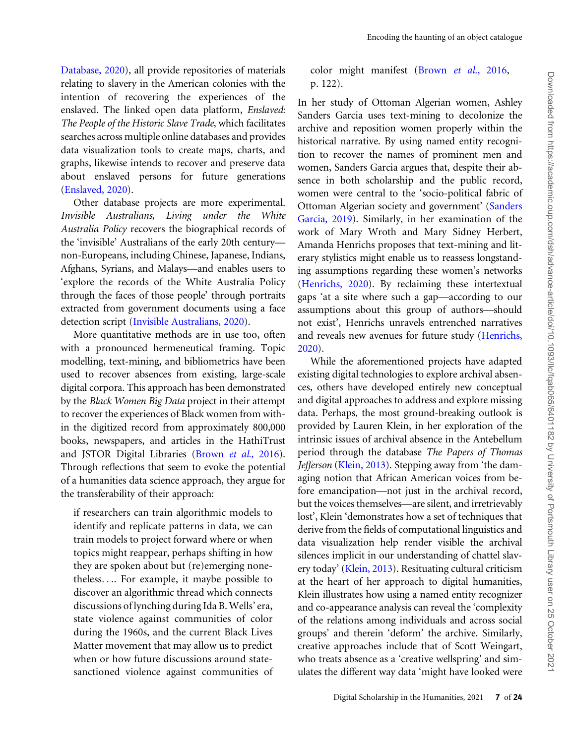Database, 2020), all provide repositories of materials relating to slavery in the American colonies with the intention of recovering the experiences of the enslaved. The linked open data platform, *Enslaved: The People of the Historic Slave Trade*, which facilitates searches across multiple online databases and provides data visualization tools to create maps, charts, and graphs, likewise intends to recover and preserve data about enslaved persons for future generations (Enslaved, 2020).

Other database projects are more experimental. *Invisible Australians, Living under the White Australia Policy* recovers the biographical records of the 'invisible' Australians of the early 20th century—non-Europeans, including Chinese, Japanese, Indians, Afghans, Syrians, and Malays—and enables users to 'explore the records of the White Australia Policy through the faces of those people' through portraits extracted from government documents using a face detection script (Invisible Australians, 2020).

More quantitative methods are in use too, often with a pronounced hermeneutical framing. Topic modelling, text-mining, and bibliometrics have been used to recover absences from existing, large-scale digital corpora. This approach has been demonstrated by the *Black Women Big Data* project in their attempt to recover the experiences of Black women from within the digitized record from approximately 800,000 books, newspapers, and articles in the HathiTrust and JSTOR Digital Libraries (Brown *et al.*, 2016). Through reflections that seem to evoke the potential of a humanities data science approach, they argue for the transferability of their approach:

> if researchers can train algorithmic models to identify and replicate patterns in data, we can train models to project forward where or when topics might reappear, perhaps shifting in how they are spoken about but (re)emerging nonetheless.... For example, it maybe possible to discover an algorithmic thread which connects discussions of lynching during Ida B. Wells' era, state violence against communities of color during the 1960s, and the current Black Lives Matter movement that may allow us to predict when or how future discussions around state-sanctioned violence against communities of color might manifest (Brown *et al.*, 2016, p. 122).

In her study of Ottoman Algerian women, Ashley Sanders Garcia uses text-mining to decolonize the archive and reposition women properly within the historical narrative. By using named entity recognition to recover the names of prominent men and women, Sanders Garcia argues that, despite their absence in both scholarship and the public record, women were central to the 'socio-political fabric of Ottoman Algerian society and government' (Sanders Garcia, 2019). Similarly, in her examination of the work of Mary Wroth and Mary Sidney Herbert, Amanda Henrichs proposes that text-mining and literary stylistics might enable us to reassess longstanding assumptions regarding these women's networks (Henrichs, 2020). By reclaiming these intertextual gaps 'at a site where such a gap—according to our assumptions about this group of authors—should not exist', Henrichs unravels entrenched narratives and reveals new avenues for future study (Henrichs, 2020).

While the aforementioned projects have adapted existing digital technologies to explore archival absences, others have developed entirely new conceptual and digital approaches to address and explore missing data. Perhaps, the most ground-breaking outlook is provided by Lauren Klein, in her exploration of the intrinsic issues of archival absence in the Antebellum period through the database *The Papers of Thomas Jefferson* (Klein, 2013). Stepping away from 'the damaging notion that African American voices from before emancipation—not just in the archival record, but the voices themselves—are silent, and irretrievably lost', Klein 'demonstrates how a set of techniques that derive from the fields of computational linguistics and data visualization help render visible the archival silences implicit in our understanding of chattel slavery today' (Klein, 2013). Resituating cultural criticism at the heart of her approach to digital humanities, Klein illustrates how using a named entity recognizer and co-appearance analysis can reveal the 'complexity of the relations among individuals and across social groups' and therein 'deform' the archive. Similarly, creative approaches include that of Scott Weingart, who treats absence as a 'creative wellspring' and simulates the different way data 'might have looked were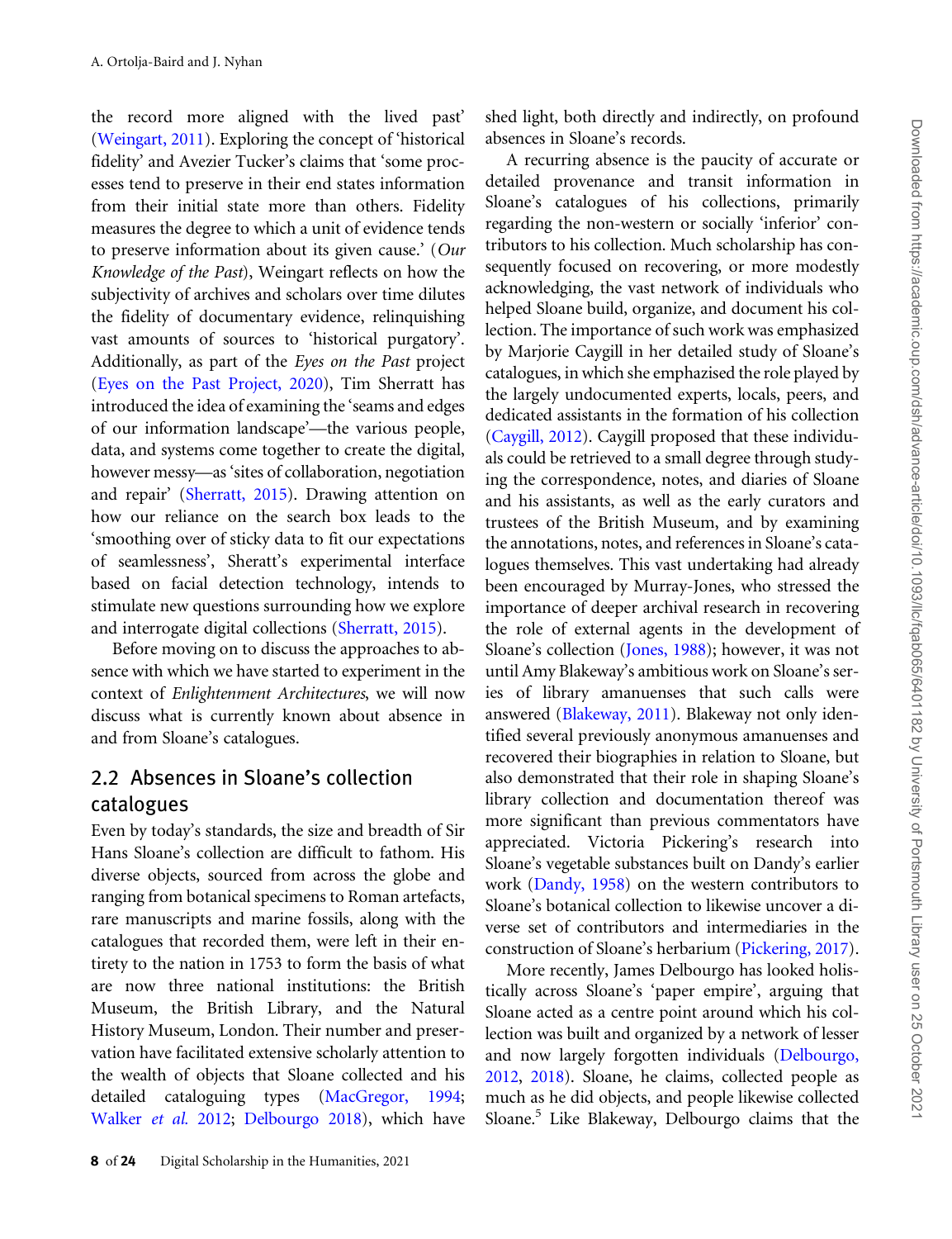the record more aligned with the lived past' (Weingart, 2011). Exploring the concept of 'historical fidelity' and Avezier Tucker's claims that 'some processes tend to preserve in their end states information from their initial state more than others. Fidelity measures the degree to which a unit of evidence tends to preserve information about its given cause.' (*Our Knowledge of the Past*), Weingart reflects on how the subjectivity of archives and scholars over time dilutes the fidelity of documentary evidence, relinquishing vast amounts of sources to 'historical purgatory'. Additionally, as part of the *Eyes on the Past* project (Eyes on the Past Project, 2020), Tim Sherratt has introduced the idea of examining the 'seams and edges of our information landscape'—the various people, data, and systems come together to create the digital, however messy—as 'sites of collaboration, negotiation and repair' (Sherratt, 2015). Drawing attention on how our reliance on the search box leads to the 'smoothing over of sticky data to fit our expectations of seamlessness', Sheratt's experimental interface based on facial detection technology, intends to stimulate new questions surrounding how we explore and interrogate digital collections (Sherratt, 2015).

Before moving on to discuss the approaches to absence with which we have started to experiment in the context of *Enlightenment Architectures*, we will now discuss what is currently known about absence in and from Sloane's catalogues.

## 2.2 Absences in Sloane's collection catalogues

Even by today's standards, the size and breadth of Sir Hans Sloane's collection are difficult to fathom. His diverse objects, sourced from across the globe and ranging from botanical specimens to Roman artefacts, rare manuscripts and marine fossils, along with the catalogues that recorded them, were left in their entirety to the nation in 1753 to form the basis of what are now three national institutions: the British Museum, the British Library, and the Natural History Museum, London. Their number and preservation have facilitated extensive scholarly attention to the wealth of objects that Sloane collected and his detailed cataloguing types (MacGregor, 1994; Walker *et al.* 2012; Delbourgo 2018), which have shed light, both directly and indirectly, on profound absences in Sloane's records.

A recurring absence is the paucity of accurate or detailed provenance and transit information in Sloane's catalogues of his collections, primarily regarding the non-western or socially 'inferior' contributors to his collection. Much scholarship has consequently focused on recovering, or more modestly acknowledging, the vast network of individuals who helped Sloane build, organize, and document his collection. The importance of such work was emphasized by Marjorie Caygill in her detailed study of Sloane's catalogues, in which she emphazised the role played by the largely undocumented experts, locals, peers, and dedicated assistants in the formation of his collection (Caygill, 2012). Caygill proposed that these individuals could be retrieved to a small degree through studying the correspondence, notes, and diaries of Sloane and his assistants, as well as the early curators and trustees of the British Museum, and by examining the annotations, notes, and references in Sloane's catalogues themselves. This vast undertaking had already been encouraged by Murray-Jones, who stressed the importance of deeper archival research in recovering the role of external agents in the development of Sloane's collection (Jones, 1988); however, it was not until Amy Blakeway's ambitious work on Sloane's series of library amanuenses that such calls were answered (Blakeway, 2011). Blakeway not only identified several previously anonymous amanuenses and recovered their biographies in relation to Sloane, but also demonstrated that their role in shaping Sloane's library collection and documentation thereof was more significant than previous commentators have appreciated. Victoria Pickering's research into Sloane's vegetable substances built on Dandy's earlier work (Dandy, 1958) on the western contributors to Sloane's botanical collection to likewise uncover a diverse set of contributors and intermediaries in the construction of Sloane's herbarium (Pickering, 2017).

More recently, James Delbourgo has looked holistically across Sloane's 'paper empire', arguing that Sloane acted as a centre point around which his collection was built and organized by a network of lesser and now largely forgotten individuals (Delbourgo, 2012, 2018). Sloane, he claims, collected people as much as he did objects, and people likewise collected Sloane.[5] Like Blakeway, Delbourgo claims that the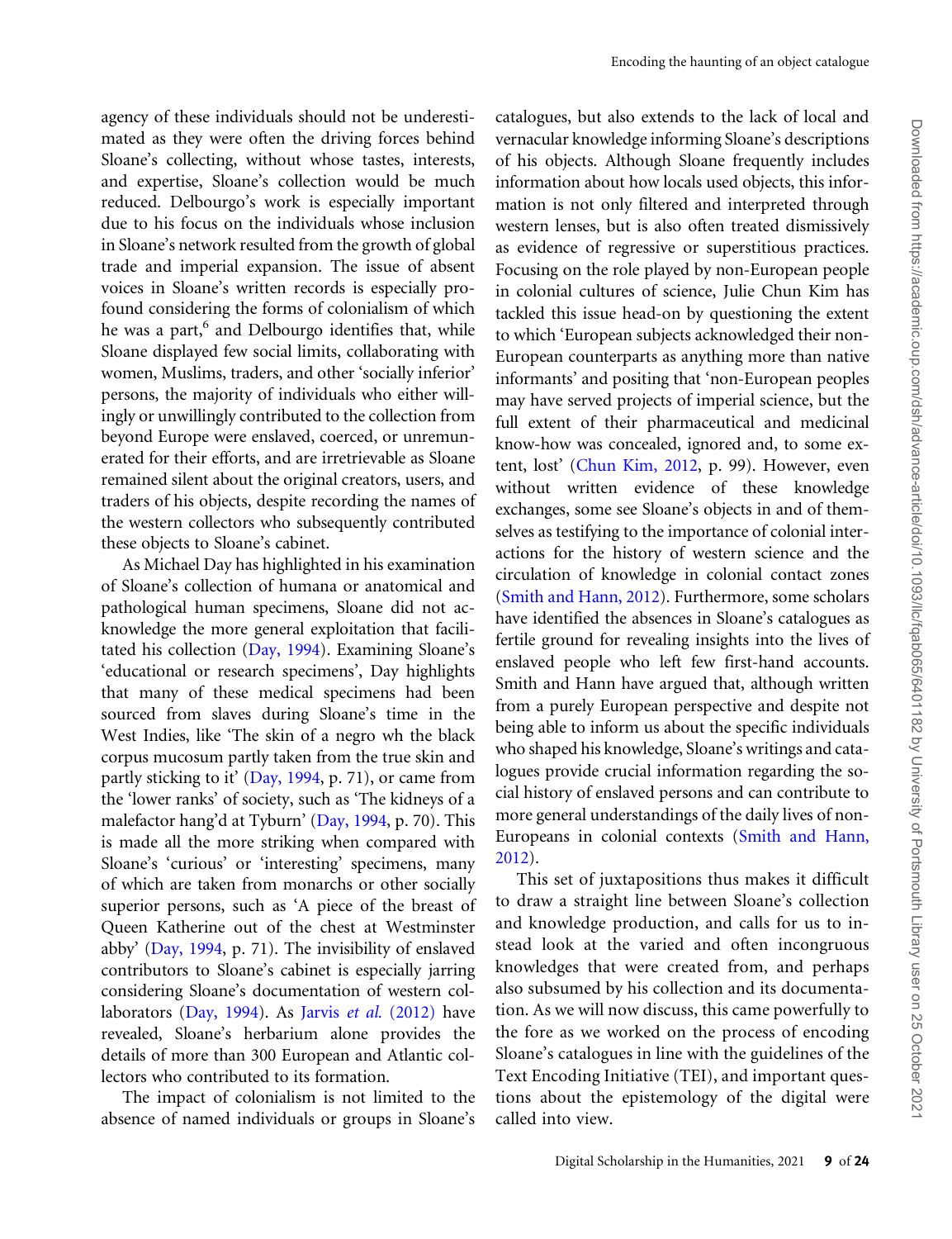agency of these individuals should not be underestimated as they were often the driving forces behind Sloane's collecting, without whose tastes, interests, and expertise, Sloane's collection would be much reduced. Delbourgo's work is especially important due to his focus on the individuals whose inclusion in Sloane's network resulted from the growth of global trade and imperial expansion. The issue of absent voices in Sloane's written records is especially profound considering the forms of colonialism of which he was a part,[6] and Delbourgo identifies that, while Sloane displayed few social limits, collaborating with women, Muslims, traders, and other 'socially inferior' persons, the majority of individuals who either willingly or unwillingly contributed to the collection from beyond Europe were enslaved, coerced, or unremunerated for their efforts, and are irretrievable as Sloane remained silent about the original creators, users, and traders of his objects, despite recording the names of the western collectors who subsequently contributed these objects to Sloane's cabinet.

As Michael Day has highlighted in his examination of Sloane's collection of humana or anatomical and pathological human specimens, Sloane did not acknowledge the more general exploitation that facilitated his collection (Day, 1994). Examining Sloane's 'educational or research specimens', Day highlights that many of these medical specimens had been sourced from slaves during Sloane's time in the West Indies, like 'The skin of a negro wh the black corpus mucosum partly taken from the true skin and partly sticking to it' (Day, 1994, p. 71), or came from the 'lower ranks' of society, such as 'The kidneys of a malefactor hang'd at Tyburn' (Day, 1994, p. 70). This is made all the more striking when compared with Sloane's 'curious' or 'interesting' specimens, many of which are taken from monarchs or other socially superior persons, such as 'A piece of the breast of Queen Katherine out of the chest at Westminster abby' (Day, 1994, p. 71). The invisibility of enslaved contributors to Sloane's cabinet is especially jarring considering Sloane's documentation of western collaborators (Day, 1994). As Jarvis *et al.* (2012) have revealed, Sloane's herbarium alone provides the details of more than 300 European and Atlantic collectors who contributed to its formation.

The impact of colonialism is not limited to the absence of named individuals or groups in Sloane's catalogues, but also extends to the lack of local and vernacular knowledge informing Sloane's descriptions of his objects. Although Sloane frequently includes information about how locals used objects, this information is not only filtered and interpreted through western lenses, but is also often treated dismissively as evidence of regressive or superstitious practices. Focusing on the role played by non-European people in colonial cultures of science, Julie Chun Kim has tackled this issue head-on by questioning the extent to which 'European subjects acknowledged their non-European counterparts as anything more than native informants' and positing that 'non-European peoples may have served projects of imperial science, but the full extent of their pharmaceutical and medicinal know-how was concealed, ignored and, to some extent, lost' (Chun Kim, 2012, p. 99). However, even without written evidence of these knowledge exchanges, some see Sloane's objects in and of themselves as testifying to the importance of colonial interactions for the history of western science and the circulation of knowledge in colonial contact zones (Smith and Hann, 2012). Furthermore, some scholars have identified the absences in Sloane's catalogues as fertile ground for revealing insights into the lives of enslaved people who left few first-hand accounts. Smith and Hann have argued that, although written from a purely European perspective and despite not being able to inform us about the specific individuals who shaped his knowledge, Sloane's writings and catalogues provide crucial information regarding the social history of enslaved persons and can contribute to more general understandings of the daily lives of non-Europeans in colonial contexts (Smith and Hann, 2012).

This set of juxtapositions thus makes it difficult to draw a straight line between Sloane's collection and knowledge production, and calls for us to instead look at the varied and often incongruous knowledges that were created from, and perhaps also subsumed by his collection and its documentation. As we will now discuss, this came powerfully to the fore as we worked on the process of encoding Sloane's catalogues in line with the guidelines of the Text Encoding Initiative (TEI), and important questions about the epistemology of the digital were called into view.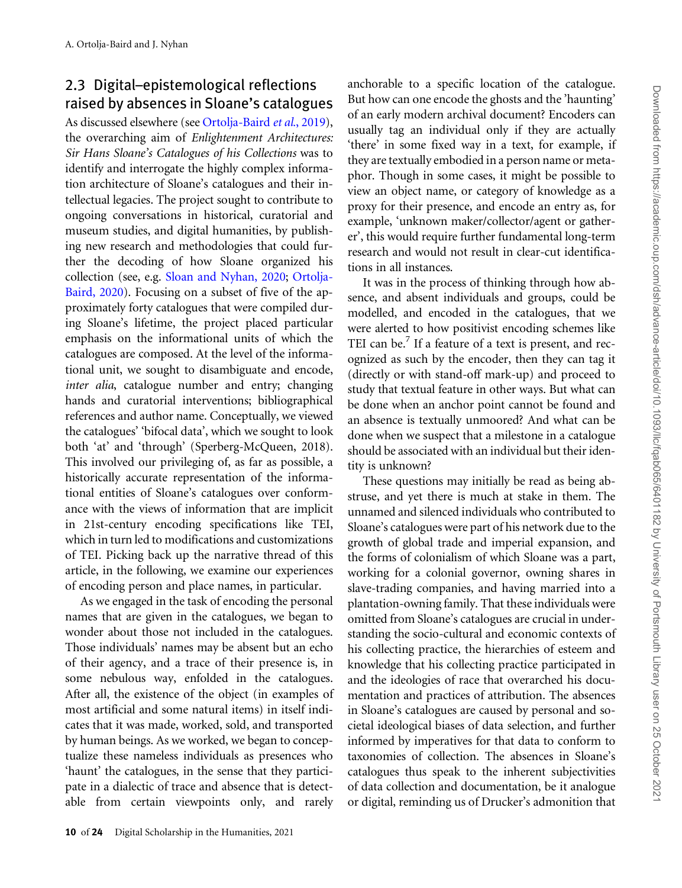## 2.3 Digital–epistemological reflections raised by absences in Sloane's catalogues

As discussed elsewhere (see Ortolja-Baird *et al.*, 2019), the overarching aim of *Enlightenment Architectures: Sir Hans Sloane's Catalogues of his Collections* was to identify and interrogate the highly complex information architecture of Sloane's catalogues and their intellectual legacies. The project sought to contribute to ongoing conversations in historical, curatorial and museum studies, and digital humanities, by publishing new research and methodologies that could further the decoding of how Sloane organized his collection (see, e.g. Sloan and Nyhan, 2020; Ortolja-Baird, 2020). Focusing on a subset of five of the approximately forty catalogues that were compiled during Sloane's lifetime, the project placed particular emphasis on the informational units of which the catalogues are composed. At the level of the informational unit, we sought to disambiguate and encode, *inter alia*, catalogue number and entry; changing hands and curatorial interventions; bibliographical references and author name. Conceptually, we viewed the catalogues' 'bifocal data', which we sought to look both 'at' and 'through' (Sperberg-McQueen, 2018). This involved our privileging of, as far as possible, a historically accurate representation of the informational entities of Sloane's catalogues over conformance with the views of information that are implicit in 21st-century encoding specifications like TEI, which in turn led to modifications and customizations of TEI. Picking back up the narrative thread of this article, in the following, we examine our experiences of encoding person and place names, in particular.

As we engaged in the task of encoding the personal names that are given in the catalogues, we began to wonder about those not included in the catalogues. Those individuals' names may be absent but an echo of their agency, and a trace of their presence is, in some nebulous way, enfolded in the catalogues. After all, the existence of the object (in examples of most artificial and some natural items) in itself indicates that it was made, worked, sold, and transported by human beings. As we worked, we began to conceptualize these nameless individuals as presences who 'haunt' the catalogues, in the sense that they participate in a dialectic of trace and absence that is detectable from certain viewpoints only, and rarely anchorable to a specific location of the catalogue. But how can one encode the ghosts and the 'haunting' of an early modern archival document? Encoders can usually tag an individual only if they are actually 'there' in some fixed way in a text, for example, if they are textually embodied in a person name or metaphor. Though in some cases, it might be possible to view an object name, or category of knowledge as a proxy for their presence, and encode an entry as, for example, 'unknown maker/collector/agent or gatherer', this would require further fundamental long-term research and would not result in clear-cut identifications in all instances.

It was in the process of thinking through how absence, and absent individuals and groups, could be modelled, and encoded in the catalogues, that we were alerted to how positivist encoding schemes like TEI can be.[7] If a feature of a text is present, and recognized as such by the encoder, then they can tag it (directly or with stand-off mark-up) and proceed to study that textual feature in other ways. But what can be done when an anchor point cannot be found and an absence is textually unmoored? And what can be done when we suspect that a milestone in a catalogue should be associated with an individual but their identity is unknown?

These questions may initially be read as being abstruse, and yet there is much at stake in them. The unnamed and silenced individuals who contributed to Sloane's catalogues were part of his network due to the growth of global trade and imperial expansion, and the forms of colonialism of which Sloane was a part, working for a colonial governor, owning shares in slave-trading companies, and having married into a plantation-owning family. That these individuals were omitted from Sloane's catalogues are crucial in understanding the socio-cultural and economic contexts of his collecting practice, the hierarchies of esteem and knowledge that his collecting practice participated in and the ideologies of race that overarched his documentation and practices of attribution. The absences in Sloane's catalogues are caused by personal and societal ideological biases of data selection, and further informed by imperatives for that data to conform to taxonomies of collection. The absences in Sloane's catalogues thus speak to the inherent subjectivities of data collection and documentation, be it analogue or digital, reminding us of Drucker's admonition that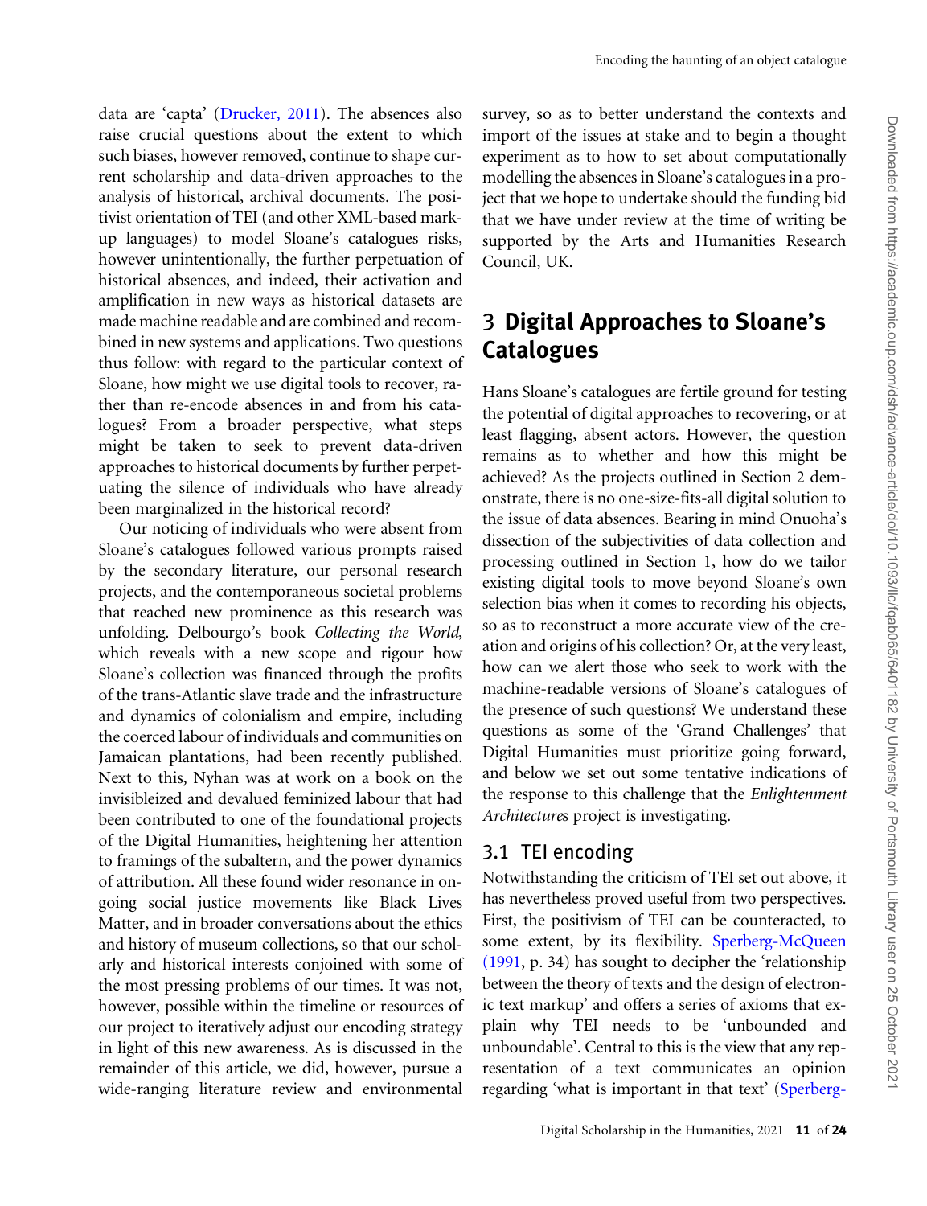data are 'capta' (Drucker, 2011). The absences also raise crucial questions about the extent to which such biases, however removed, continue to shape current scholarship and data-driven approaches to the analysis of historical, archival documents. The positivist orientation of TEI (and other XML-based markup languages) to model Sloane's catalogues risks, however unintentionally, the further perpetuation of historical absences, and indeed, their activation and amplification in new ways as historical datasets are made machine readable and are combined and recombined in new systems and applications. Two questions thus follow: with regard to the particular context of Sloane, how might we use digital tools to recover, rather than re-encode absences in and from his catalogues? From a broader perspective, what steps might be taken to seek to prevent data-driven approaches to historical documents by further perpetuating the silence of individuals who have already been marginalized in the historical record?

Our noticing of individuals who were absent from Sloane's catalogues followed various prompts raised by the secondary literature, our personal research projects, and the contemporaneous societal problems that reached new prominence as this research was unfolding. Delbourgo's book *Collecting the World*, which reveals with a new scope and rigour how Sloane's collection was financed through the profits of the trans-Atlantic slave trade and the infrastructure and dynamics of colonialism and empire, including the coerced labour of individuals and communities on Jamaican plantations, had been recently published. Next to this, Nyhan was at work on a book on the invisibleized and devalued feminized labour that had been contributed to one of the foundational projects of the Digital Humanities, heightening her attention to framings of the subaltern, and the power dynamics of attribution. All these found wider resonance in ongoing social justice movements like Black Lives Matter, and in broader conversations about the ethics and history of museum collections, so that our scholarly and historical interests conjoined with some of the most pressing problems of our times. It was not, however, possible within the timeline or resources of our project to iteratively adjust our encoding strategy in light of this new awareness. As is discussed in the remainder of this article, we did, however, pursue a wide-ranging literature review and environmental survey, so as to better understand the contexts and import of the issues at stake and to begin a thought experiment as to how to set about computationally modelling the absences in Sloane's catalogues in a project that we hope to undertake should the funding bid that we have under review at the time of writing be supported by the Arts and Humanities Research Council, UK.

# 3 Digital Approaches to Sloane's Catalogues

Hans Sloane's catalogues are fertile ground for testing the potential of digital approaches to recovering, or at least flagging, absent actors. However, the question remains as to whether and how this might be achieved? As the projects outlined in Section 2 demonstrate, there is no one-size-fits-all digital solution to the issue of data absences. Bearing in mind Onuoha's dissection of the subjectivities of data collection and processing outlined in Section 1, how do we tailor existing digital tools to move beyond Sloane's own selection bias when it comes to recording his objects, so as to reconstruct a more accurate view of the creation and origins of his collection? Or, at the very least, how can we alert those who seek to work with the machine-readable versions of Sloane's catalogues of the presence of such questions? We understand these questions as some of the 'Grand Challenges' that Digital Humanities must prioritize going forward, and below we set out some tentative indications of the response to this challenge that the *Enlightenment Architectures* project is investigating.

## 3.1 TEI encoding

Notwithstanding the criticism of TEI set out above, it has nevertheless proved useful from two perspectives. First, the positivism of TEI can be counteracted, to some extent, by its flexibility. Sperberg-McQueen (1991, p. 34) has sought to decipher the 'relationship between the theory of texts and the design of electronic text markup' and offers a series of axioms that explain why TEI needs to be 'unbounded and unboundable'. Central to this is the view that any representation of a text communicates an opinion regarding 'what is important in that text' (Sperberg-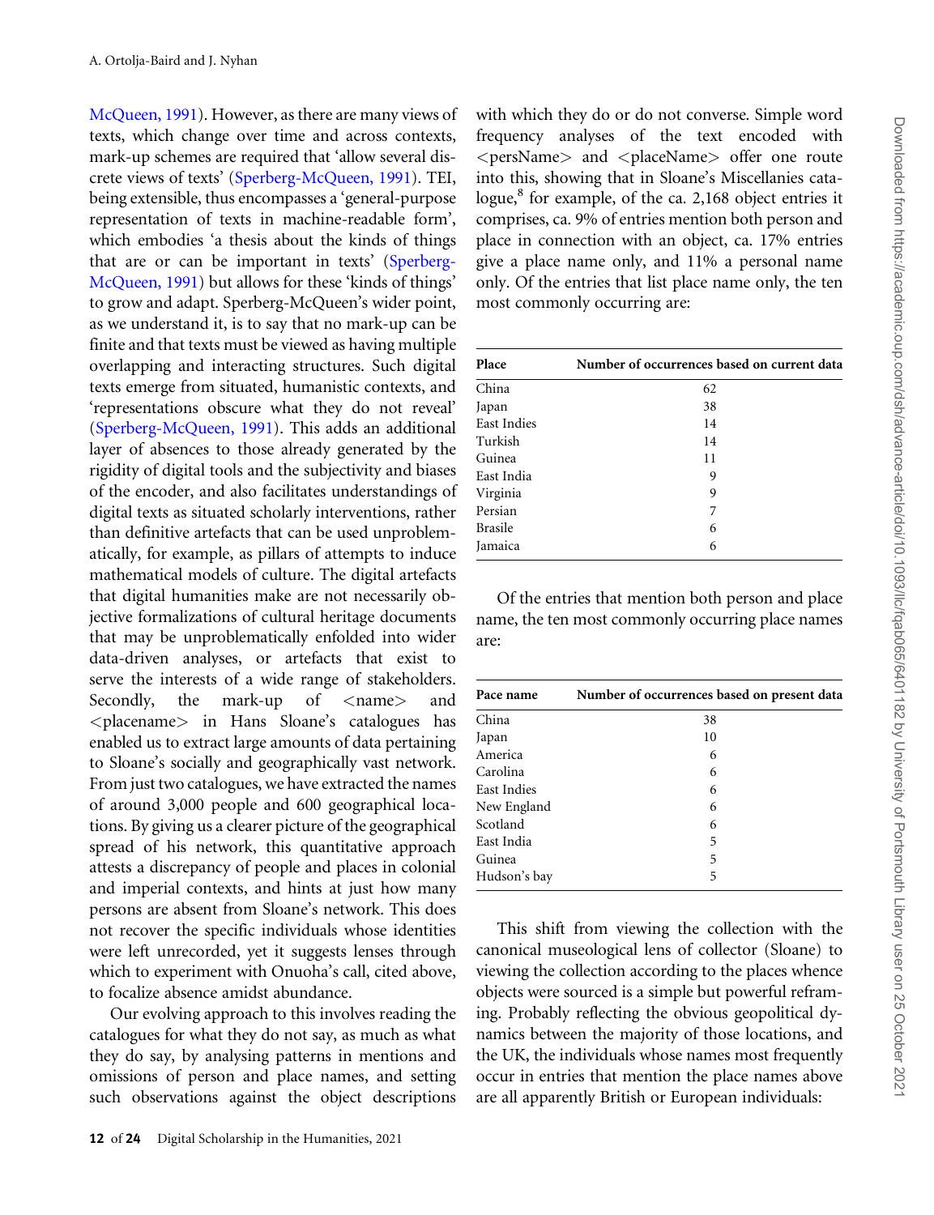McQueen, 1991). However, as there are many views of texts, which change over time and across contexts, mark-up schemes are required that 'allow several discrete views of texts' (Sperberg-McQueen, 1991). TEI, being extensible, thus encompasses a 'general-purpose representation of texts in machine-readable form', which embodies 'a thesis about the kinds of things that are or can be important in texts' (Sperberg-McQueen, 1991) but allows for these 'kinds of things' to grow and adapt. Sperberg-McQueen's wider point, as we understand it, is to say that no mark-up can be finite and that texts must be viewed as having multiple overlapping and interacting structures. Such digital texts emerge from situated, humanistic contexts, and 'representations obscure what they do not reveal' (Sperberg-McQueen, 1991). This adds an additional layer of absences to those already generated by the rigidity of digital tools and the subjectivity and biases of the encoder, and also facilitates understandings of digital texts as situated scholarly interventions, rather than definitive artefacts that can be used unproblematically, for example, as pillars of attempts to induce mathematical models of culture. The digital artefacts that digital humanities make are not necessarily objective formalizations of cultural heritage documents that may be unproblematically enfolded into wider data-driven analyses, or artefacts that exist to serve the interests of a wide range of stakeholders. Secondly, the mark-up of <name> and <placename> in Hans Sloane's catalogues has enabled us to extract large amounts of data pertaining to Sloane's socially and geographically vast network. From just two catalogues, we have extracted the names of around 3,000 people and 600 geographical locations. By giving us a clearer picture of the geographical spread of his network, this quantitative approach attests a discrepancy of people and places in colonial and imperial contexts, and hints at just how many persons are absent from Sloane's network. This does not recover the specific individuals whose identities were left unrecorded, yet it suggests lenses through which to experiment with Onuoha's call, cited above, to focalize absence amidst abundance.

Our evolving approach to this involves reading the catalogues for what they do not say, as much as what they do say, by analysing patterns in mentions and omissions of person and place names, and setting such observations against the object descriptions with which they do or do not converse. Simple word frequency analyses of the text encoded with <persName> and <placeName> offer one route into this, showing that in Sloane's Miscellanies catalogue,[8] for example, of the ca. 2,168 object entries it comprises, ca. 9% of entries mention both person and place in connection with an object, ca. 17% entries give a place name only, and 11% a personal name only. Of the entries that list place name only, the ten most commonly occurring are:

| Place | Number of occurrences based on current data |
|---|---|
| China | 62 |
| Japan | 38 |
| East Indies | 14 |
| Turkish | 14 |
| Guinea | 11 |
| East India | 9 |
| Virginia | 9 |
| Persian | 7 |
| Brasile | 6 |
| Jamaica | 6 |

Of the entries that mention both person and place name, the ten most commonly occurring place names are:

| Pace name | Number of occurrences based on present data |
|---|---|
| China | 38 |
| Japan | 10 |
| America | 6 |
| Carolina | 6 |
| East Indies | 6 |
| New England | 6 |
| Scotland | 6 |
| East India | 5 |
| Guinea | 5 |
| Hudson's bay | 5 |

This shift from viewing the collection with the canonical museological lens of collector (Sloane) to viewing the collection according to the places whence objects were sourced is a simple but powerful reframing. Probably reflecting the obvious geopolitical dynamics between the majority of those locations, and the UK, the individuals whose names most frequently occur in entries that mention the place names above are all apparently British or European individuals: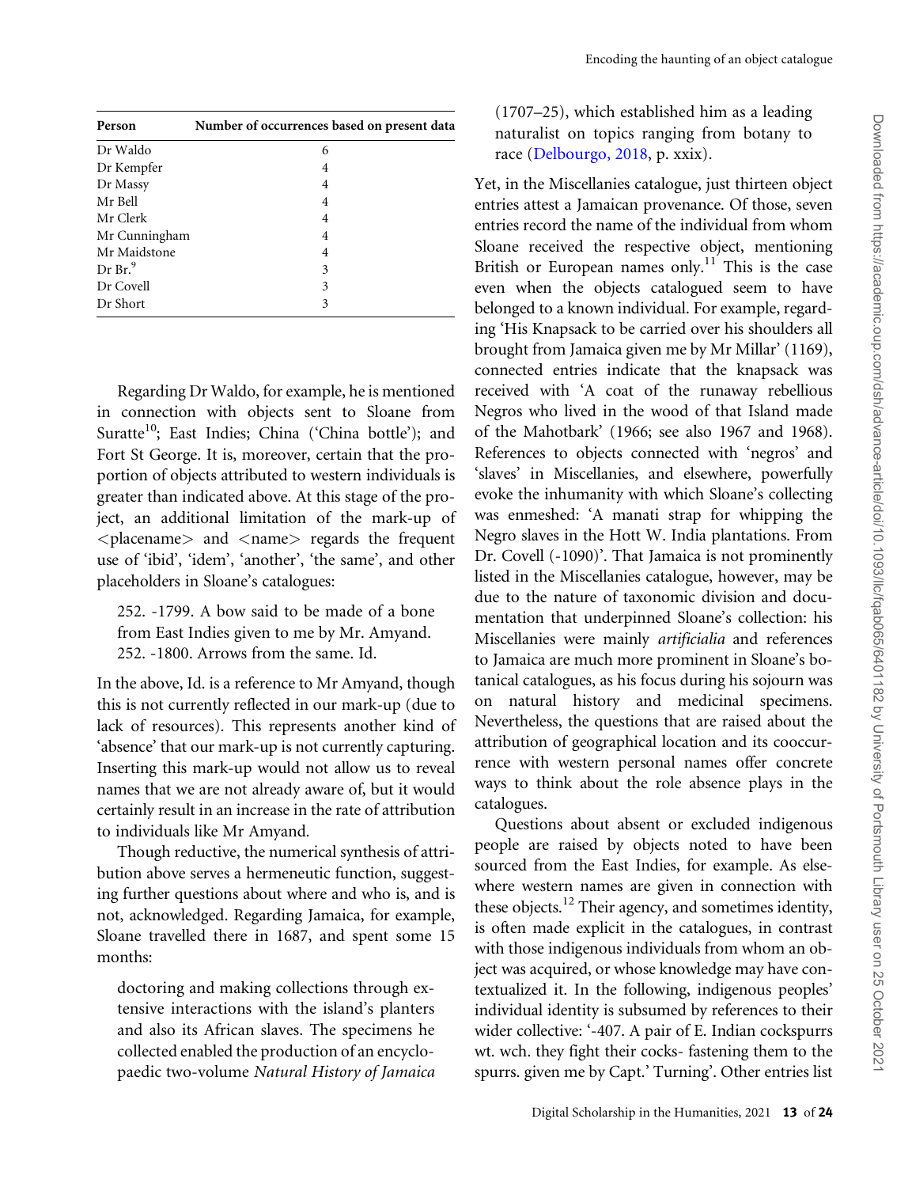| Person | Number of occurrences based on present data |
|---|---|
| Dr Waldo | 6 |
| Dr Kempfer | 4 |
| Dr Massy | 4 |
| Mr Bell | 4 |
| Mr Clerk | 4 |
| Mr Cunningham | 4 |
| Mr Maidstone | 4 |
| Dr Br.[9] | 3 |
| Dr Covell | 3 |
| Dr Short | 3 |

Regarding Dr Waldo, for example, he is mentioned in connection with objects sent to Sloane from Suratte[10]; East Indies; China ('China bottle'); and Fort St George. It is, moreover, certain that the proportion of objects attributed to western individuals is greater than indicated above. At this stage of the project, an additional limitation of the mark-up of <placename> and <name> regards the frequent use of 'ibid', 'idem', 'another', 'the same', and other placeholders in Sloane's catalogues:

> 252. -1799. A bow said to be made of a bone from East Indies given to me by Mr. Amyand.
> 252. -1800. Arrows from the same. Id.

In the above, Id. is a reference to Mr Amyand, though this is not currently reflected in our mark-up (due to lack of resources). This represents another kind of 'absence' that our mark-up is not currently capturing. Inserting this mark-up would not allow us to reveal names that we are not already aware of, but it would certainly result in an increase in the rate of attribution to individuals like Mr Amyand.

Though reductive, the numerical synthesis of attribution above serves a hermeneutic function, suggesting further questions about where and who is, and is not, acknowledged. Regarding Jamaica, for example, Sloane travelled there in 1687, and spent some 15 months:

> doctoring and making collections through extensive interactions with the island's planters and also its African slaves. The specimens he collected enabled the production of an encyclopaedic two-volume *Natural History of Jamaica* (1707–25), which established him as a leading naturalist on topics ranging from botany to race (Delbourgo, 2018, p. xxix).

Yet, in the Miscellanies catalogue, just thirteen object entries attest a Jamaican provenance. Of those, seven entries record the name of the individual from whom Sloane received the respective object, mentioning British or European names only.[11] This is the case even when the objects catalogued seem to have belonged to a known individual. For example, regarding 'His Knapsack to be carried over his shoulders all brought from Jamaica given me by Mr Millar' (1169), connected entries indicate that the knapsack was received with 'A coat of the runaway rebellious Negros who lived in the wood of that Island made of the Mahotbark' (1966; see also 1967 and 1968). References to objects connected with 'negros' and 'slaves' in Miscellanies, and elsewhere, powerfully evoke the inhumanity with which Sloane's collecting was enmeshed: 'A manati strap for whipping the Negro slaves in the Hott W. India plantations. From Dr. Covell (-1090)'. That Jamaica is not prominently listed in the Miscellanies catalogue, however, may be due to the nature of taxonomic division and documentation that underpinned Sloane's collection: his Miscellanies were mainly *artificialia* and references to Jamaica are much more prominent in Sloane's botanical catalogues, as his focus during his sojourn was on natural history and medicinal specimens. Nevertheless, the questions that are raised about the attribution of geographical location and its cooccurrence with western personal names offer concrete ways to think about the role absence plays in the catalogues.

Questions about absent or excluded indigenous people are raised by objects noted to have been sourced from the East Indies, for example. As elsewhere western names are given in connection with these objects.[12] Their agency, and sometimes identity, is often made explicit in the catalogues, in contrast with those indigenous individuals from whom an object was acquired, or whose knowledge may have contextualized it. In the following, indigenous peoples' individual identity is subsumed by references to their wider collective: '-407. A pair of E. Indian cockspurrs wt. wch. they fight their cocks- fastening them to the spurrs. given me by Capt.' Turning'. Other entries list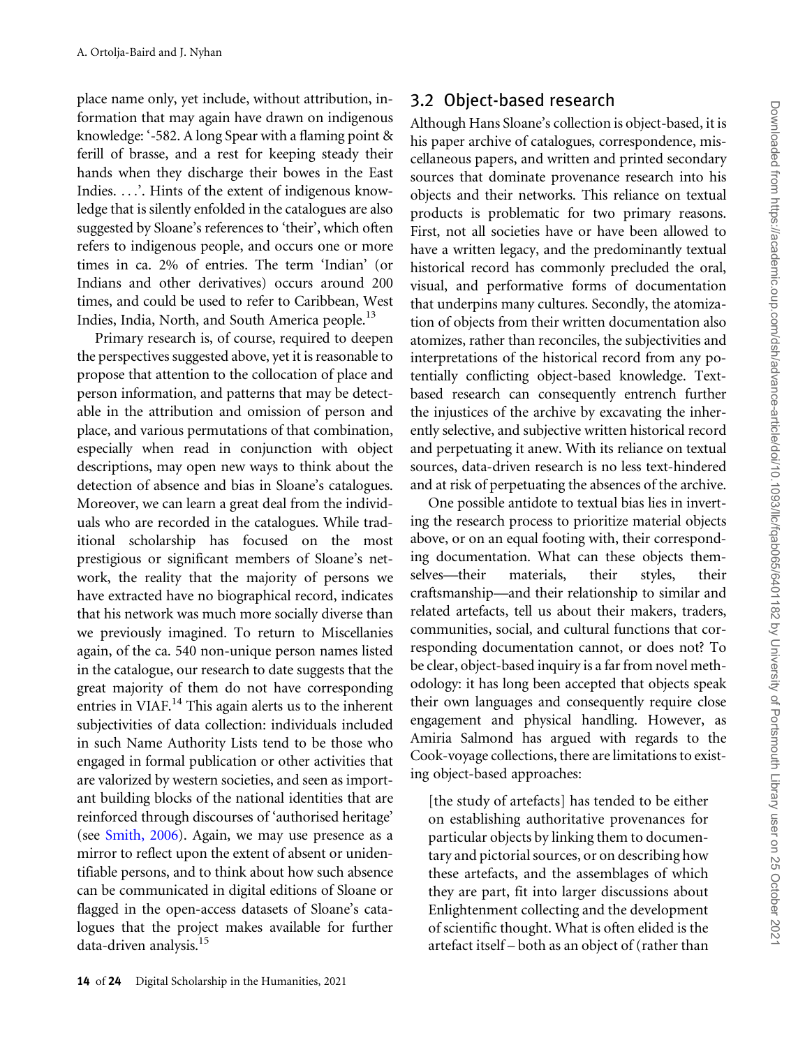place name only, yet include, without attribution, information that may again have drawn on indigenous knowledge: '-582. A long Spear with a flaming point & ferill of brasse, and a rest for keeping steady their hands when they discharge their bowes in the East Indies. . . .'. Hints of the extent of indigenous knowledge that is silently enfolded in the catalogues are also suggested by Sloane's references to 'their', which often refers to indigenous people, and occurs one or more times in ca. 2% of entries. The term 'Indian' (or Indians and other derivatives) occurs around 200 times, and could be used to refer to Caribbean, West Indies, India, North, and South America people.[13]

Primary research is, of course, required to deepen the perspectives suggested above, yet it is reasonable to propose that attention to the collocation of place and person information, and patterns that may be detectable in the attribution and omission of person and place, and various permutations of that combination, especially when read in conjunction with object descriptions, may open new ways to think about the detection of absence and bias in Sloane's catalogues. Moreover, we can learn a great deal from the individuals who are recorded in the catalogues. While traditional scholarship has focused on the most prestigious or significant members of Sloane's network, the reality that the majority of persons we have extracted have no biographical record, indicates that his network was much more socially diverse than we previously imagined. To return to Miscellanies again, of the ca. 540 non-unique person names listed in the catalogue, our research to date suggests that the great majority of them do not have corresponding entries in VIAF.[14] This again alerts us to the inherent subjectivities of data collection: individuals included in such Name Authority Lists tend to be those who engaged in formal publication or other activities that are valorized by western societies, and seen as important building blocks of the national identities that are reinforced through discourses of 'authorised heritage' (see Smith, 2006). Again, we may use presence as a mirror to reflect upon the extent of absent or unidentifiable persons, and to think about how such absence can be communicated in digital editions of Sloane or flagged in the open-access datasets of Sloane's catalogues that the project makes available for further data-driven analysis.[15]

## 3.2 Object-based research

Although Hans Sloane's collection is object-based, it is his paper archive of catalogues, correspondence, miscellaneous papers, and written and printed secondary sources that dominate provenance research into his objects and their networks. This reliance on textual products is problematic for two primary reasons. First, not all societies have or have been allowed to have a written legacy, and the predominantly textual historical record has commonly precluded the oral, visual, and performative forms of documentation that underpins many cultures. Secondly, the atomization of objects from their written documentation also atomizes, rather than reconciles, the subjectivities and interpretations of the historical record from any potentially conflicting object-based knowledge. Text-based research can consequently entrench further the injustices of the archive by excavating the inherently selective, and subjective written historical record and perpetuating it anew. With its reliance on textual sources, data-driven research is no less text-hindered and at risk of perpetuating the absences of the archive.

One possible antidote to textual bias lies in inverting the research process to prioritize material objects above, or on an equal footing with, their corresponding documentation. What can these objects themselves—their materials, their styles, their craftsmanship—and their relationship to similar and related artefacts, tell us about their makers, traders, communities, social, and cultural functions that corresponding documentation cannot, or does not? To be clear, object-based inquiry is a far from novel methodology: it has long been accepted that objects speak their own languages and consequently require close engagement and physical handling. However, as Amiria Salmond has argued with regards to the Cook-voyage collections, there are limitations to existing object-based approaches:

> [the study of artefacts] has tended to be either on establishing authoritative provenances for particular objects by linking them to documentary and pictorial sources, or on describing how these artefacts, and the assemblages of which they are part, fit into larger discussions about Enlightenment collecting and the development of scientific thought. What is often elided is the artefact itself – both as an object of (rather than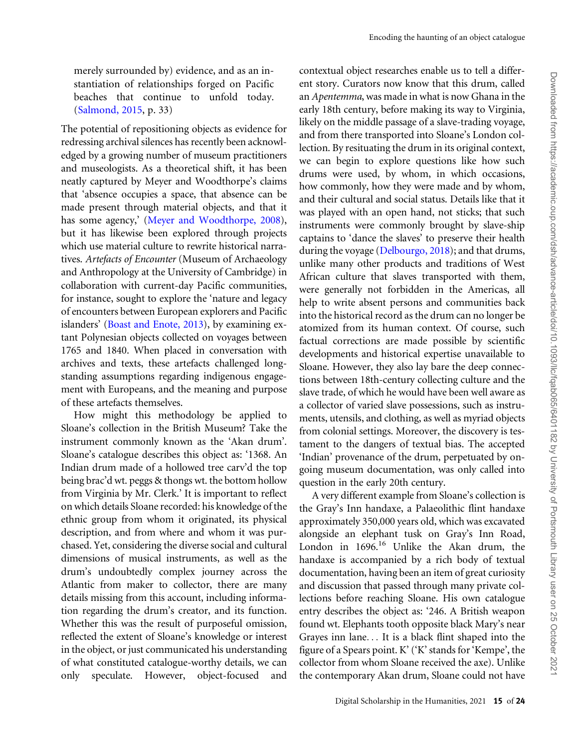merely surrounded by) evidence, and as an instantiation of relationships forged on Pacific beaches that continue to unfold today. (Salmond, 2015, p. 33)

The potential of repositioning objects as evidence for redressing archival silences has recently been acknowledged by a growing number of museum practitioners and museologists. As a theoretical shift, it has been neatly captured by Meyer and Woodthorpe's claims that 'absence occupies a space, that absence can be made present through material objects, and that it has some agency,' (Meyer and Woodthorpe, 2008), but it has likewise been explored through projects which use material culture to rewrite historical narratives. *Artefacts of Encounter* (Museum of Archaeology and Anthropology at the University of Cambridge) in collaboration with current-day Pacific communities, for instance, sought to explore the 'nature and legacy of encounters between European explorers and Pacific islanders' (Boast and Enote, 2013), by examining extant Polynesian objects collected on voyages between 1765 and 1840. When placed in conversation with archives and texts, these artefacts challenged longstanding assumptions regarding indigenous engagement with Europeans, and the meaning and purpose of these artefacts themselves.

How might this methodology be applied to Sloane's collection in the British Museum? Take the instrument commonly known as the 'Akan drum'. Sloane's catalogue describes this object as: '1368. An Indian drum made of a hollowed tree carv'd the top being brac'd wt. peggs & thongs wt. the bottom hollow from Virginia by Mr. Clerk.' It is important to reflect on which details Sloane recorded: his knowledge of the ethnic group from whom it originated, its physical description, and from where and whom it was purchased. Yet, considering the diverse social and cultural dimensions of musical instruments, as well as the drum's undoubtedly complex journey across the Atlantic from maker to collector, there are many details missing from this account, including information regarding the drum's creator, and its function. Whether this was the result of purposeful omission, reflected the extent of Sloane's knowledge or interest in the object, or just communicated his understanding of what constituted catalogue-worthy details, we can only speculate. However, object-focused and contextual object researches enable us to tell a different story. Curators now know that this drum, called an *Apentemma*, was made in what is now Ghana in the early 18th century, before making its way to Virginia, likely on the middle passage of a slave-trading voyage, and from there transported into Sloane's London collection. By resituating the drum in its original context, we can begin to explore questions like how such drums were used, by whom, in which occasions, how commonly, how they were made and by whom, and their cultural and social status. Details like that it was played with an open hand, not sticks; that such instruments were commonly brought by slave-ship captains to 'dance the slaves' to preserve their health during the voyage (Delbourgo, 2018); and that drums, unlike many other products and traditions of West African culture that slaves transported with them, were generally not forbidden in the Americas, all help to write absent persons and communities back into the historical record as the drum can no longer be atomized from its human context. Of course, such factual corrections are made possible by scientific developments and historical expertise unavailable to Sloane. However, they also lay bare the deep connections between 18th-century collecting culture and the slave trade, of which he would have been well aware as a collector of varied slave possessions, such as instruments, utensils, and clothing, as well as myriad objects from colonial settings. Moreover, the discovery is testament to the dangers of textual bias. The accepted 'Indian' provenance of the drum, perpetuated by ongoing museum documentation, was only called into question in the early 20th century.

A very different example from Sloane's collection is the Gray's Inn handaxe, a Palaeolithic flint handaxe approximately 350,000 years old, which was excavated alongside an elephant tusk on Gray's Inn Road, London in 1696.[16] Unlike the Akan drum, the handaxe is accompanied by a rich body of textual documentation, having been an item of great curiosity and discussion that passed through many private collections before reaching Sloane. His own catalogue entry describes the object as: '246. A British weapon found wt. Elephants tooth opposite black Mary's near Grayes inn lane… It is a black flint shaped into the figure of a Spears point. K' ('K' stands for 'Kempe', the collector from whom Sloane received the axe). Unlike the contemporary Akan drum, Sloane could not have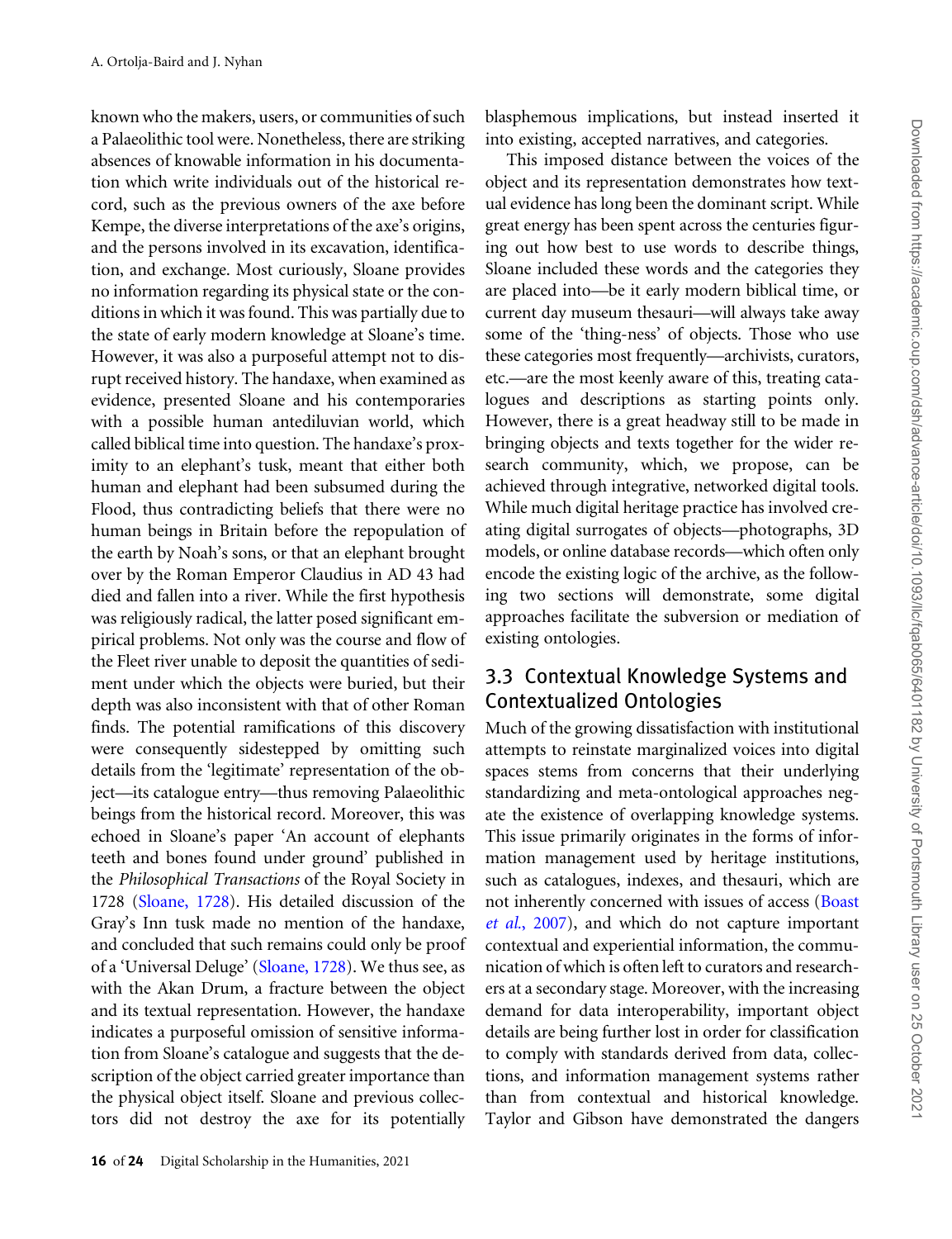known who the makers, users, or communities of such a Palaeolithic tool were. Nonetheless, there are striking absences of knowable information in his documentation which write individuals out of the historical record, such as the previous owners of the axe before Kempe, the diverse interpretations of the axe's origins, and the persons involved in its excavation, identification, and exchange. Most curiously, Sloane provides no information regarding its physical state or the conditions in which it was found. This was partially due to the state of early modern knowledge at Sloane's time. However, it was also a purposeful attempt not to disrupt received history. The handaxe, when examined as evidence, presented Sloane and his contemporaries with a possible human antediluvian world, which called biblical time into question. The handaxe's proximity to an elephant's tusk, meant that either both human and elephant had been subsumed during the Flood, thus contradicting beliefs that there were no human beings in Britain before the repopulation of the earth by Noah's sons, or that an elephant brought over by the Roman Emperor Claudius in AD 43 had died and fallen into a river. While the first hypothesis was religiously radical, the latter posed significant empirical problems. Not only was the course and flow of the Fleet river unable to deposit the quantities of sediment under which the objects were buried, but their depth was also inconsistent with that of other Roman finds. The potential ramifications of this discovery were consequently sidestepped by omitting such details from the 'legitimate' representation of the object—its catalogue entry—thus removing Palaeolithic beings from the historical record. Moreover, this was echoed in Sloane's paper 'An account of elephants teeth and bones found under ground' published in the *Philosophical Transactions* of the Royal Society in 1728 (Sloane, 1728). His detailed discussion of the Gray's Inn tusk made no mention of the handaxe, and concluded that such remains could only be proof of a 'Universal Deluge' (Sloane, 1728). We thus see, as with the Akan Drum, a fracture between the object and its textual representation. However, the handaxe indicates a purposeful omission of sensitive information from Sloane's catalogue and suggests that the description of the object carried greater importance than the physical object itself. Sloane and previous collectors did not destroy the axe for its potentially blasphemous implications, but instead inserted it into existing, accepted narratives, and categories.

This imposed distance between the voices of the object and its representation demonstrates how textual evidence has long been the dominant script. While great energy has been spent across the centuries figuring out how best to use words to describe things, Sloane included these words and the categories they are placed into—be it early modern biblical time, or current day museum thesauri—will always take away some of the 'thing-ness' of objects. Those who use these categories most frequently—archivists, curators, etc.—are the most keenly aware of this, treating catalogues and descriptions as starting points only. However, there is a great headway still to be made in bringing objects and texts together for the wider research community, which, we propose, can be achieved through integrative, networked digital tools. While much digital heritage practice has involved creating digital surrogates of objects—photographs, 3D models, or online database records—which often only encode the existing logic of the archive, as the following two sections will demonstrate, some digital approaches facilitate the subversion or mediation of existing ontologies.

### 3.3 Contextual Knowledge Systems and Contextualized Ontologies

Much of the growing dissatisfaction with institutional attempts to reinstate marginalized voices into digital spaces stems from concerns that their underlying standardizing and meta-ontological approaches negate the existence of overlapping knowledge systems. This issue primarily originates in the forms of information management used by heritage institutions, such as catalogues, indexes, and thesauri, which are not inherently concerned with issues of access (Boast *et al.*, 2007), and which do not capture important contextual and experiential information, the communication of which is often left to curators and researchers at a secondary stage. Moreover, with the increasing demand for data interoperability, important object details are being further lost in order for classification to comply with standards derived from data, collections, and information management systems rather than from contextual and historical knowledge. Taylor and Gibson have demonstrated the dangers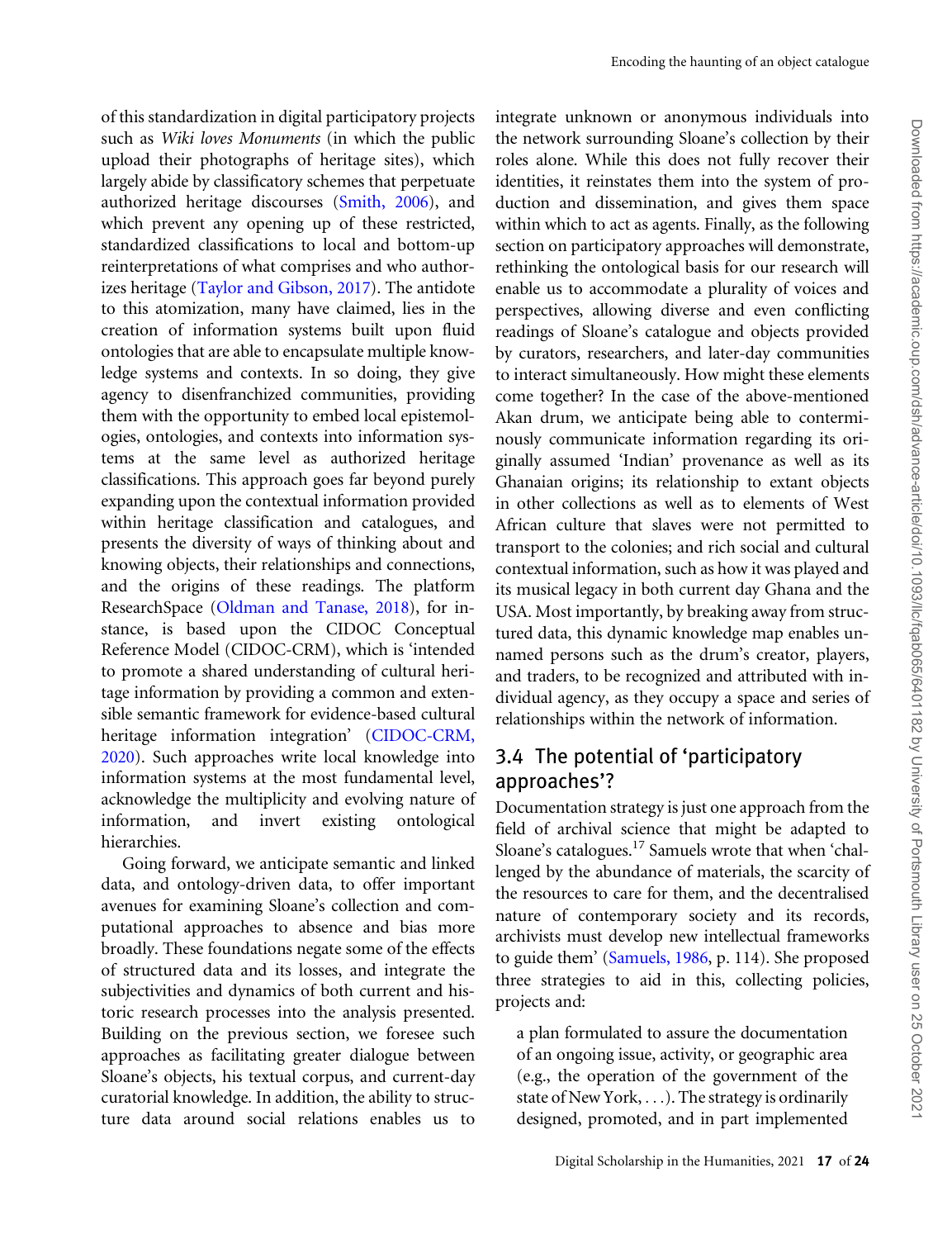of this standardization in digital participatory projects such as *Wiki loves Monuments* (in which the public upload their photographs of heritage sites), which largely abide by classificatory schemes that perpetuate authorized heritage discourses (Smith, 2006), and which prevent any opening up of these restricted, standardized classifications to local and bottom-up reinterpretations of what comprises and who authorizes heritage (Taylor and Gibson, 2017). The antidote to this atomization, many have claimed, lies in the creation of information systems built upon fluid ontologies that are able to encapsulate multiple knowledge systems and contexts. In so doing, they give agency to disenfranchized communities, providing them with the opportunity to embed local epistemologies, ontologies, and contexts into information systems at the same level as authorized heritage classifications. This approach goes far beyond purely expanding upon the contextual information provided within heritage classification and catalogues, and presents the diversity of ways of thinking about and knowing objects, their relationships and connections, and the origins of these readings. The platform ResearchSpace (Oldman and Tanase, 2018), for instance, is based upon the CIDOC Conceptual Reference Model (CIDOC-CRM), which is 'intended to promote a shared understanding of cultural heritage information by providing a common and extensible semantic framework for evidence-based cultural heritage information integration' (CIDOC-CRM, 2020). Such approaches write local knowledge into information systems at the most fundamental level, acknowledge the multiplicity and evolving nature of information, and invert existing ontological hierarchies.

Going forward, we anticipate semantic and linked data, and ontology-driven data, to offer important avenues for examining Sloane's collection and computational approaches to absence and bias more broadly. These foundations negate some of the effects of structured data and its losses, and integrate the subjectivities and dynamics of both current and historic research processes into the analysis presented. Building on the previous section, we foresee such approaches as facilitating greater dialogue between Sloane's objects, his textual corpus, and current-day curatorial knowledge. In addition, the ability to structure data around social relations enables us to integrate unknown or anonymous individuals into the network surrounding Sloane's collection by their roles alone. While this does not fully recover their identities, it reinstates them into the system of production and dissemination, and gives them space within which to act as agents. Finally, as the following section on participatory approaches will demonstrate, rethinking the ontological basis for our research will enable us to accommodate a plurality of voices and perspectives, allowing diverse and even conflicting readings of Sloane's catalogue and objects provided by curators, researchers, and later-day communities to interact simultaneously. How might these elements come together? In the case of the above-mentioned Akan drum, we anticipate being able to conterminously communicate information regarding its originally assumed 'Indian' provenance as well as its Ghanaian origins; its relationship to extant objects in other collections as well as to elements of West African culture that slaves were not permitted to transport to the colonies; and rich social and cultural contextual information, such as how it was played and its musical legacy in both current day Ghana and the USA. Most importantly, by breaking away from structured data, this dynamic knowledge map enables unnamed persons such as the drum's creator, players, and traders, to be recognized and attributed with individual agency, as they occupy a space and series of relationships within the network of information.

## 3.4 The potential of 'participatory approaches'?

Documentation strategy is just one approach from the field of archival science that might be adapted to Sloane's catalogues.[17] Samuels wrote that when 'challenged by the abundance of materials, the scarcity of the resources to care for them, and the decentralised nature of contemporary society and its records, archivists must develop new intellectual frameworks to guide them' (Samuels, 1986, p. 114). She proposed three strategies to aid in this, collecting policies, projects and:

> a plan formulated to assure the documentation of an ongoing issue, activity, or geographic area (e.g., the operation of the government of the state of New York, . . .). The strategy is ordinarily designed, promoted, and in part implemented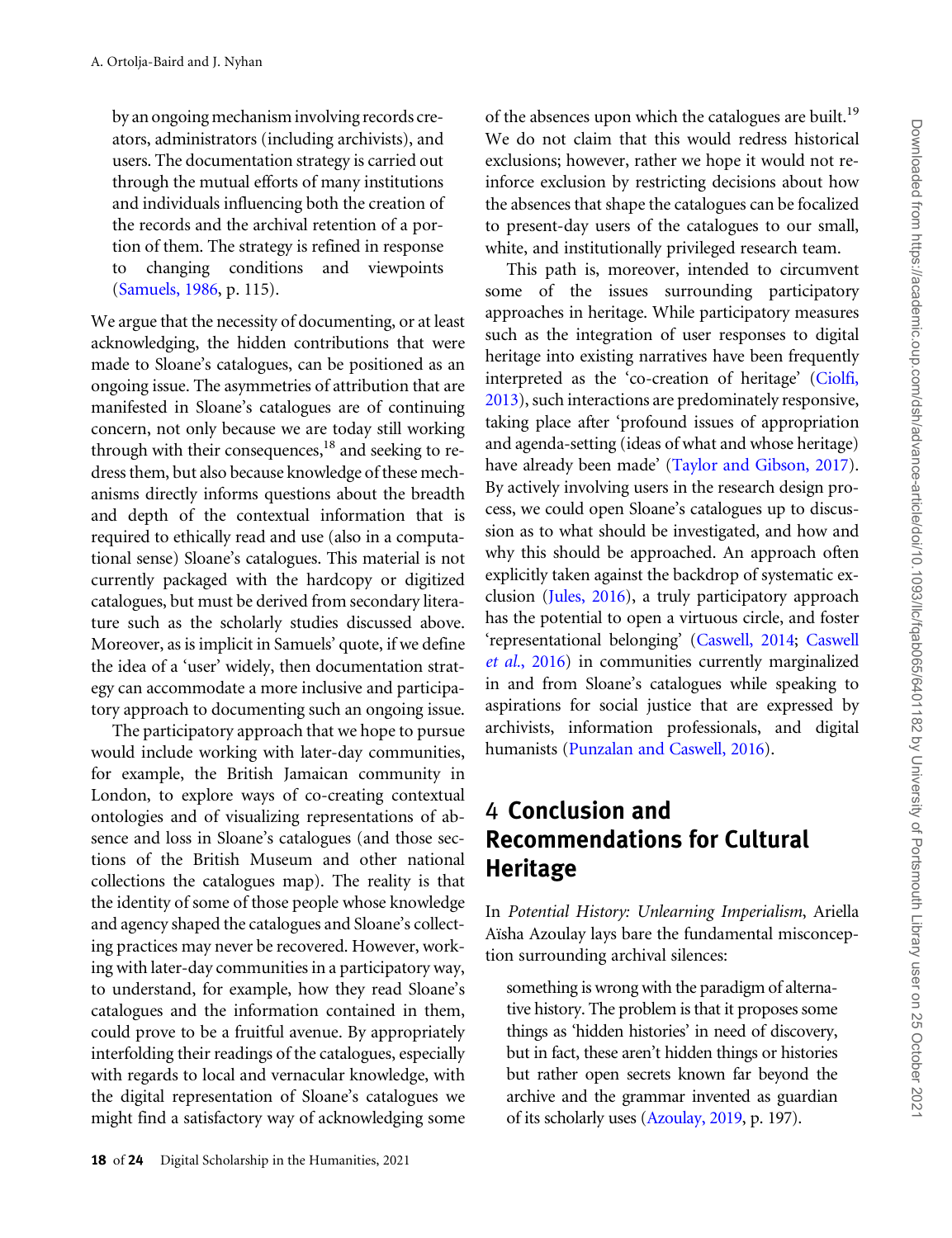by an ongoing mechanism involving records creators, administrators (including archivists), and users. The documentation strategy is carried out through the mutual efforts of many institutions and individuals influencing both the creation of the records and the archival retention of a portion of them. The strategy is refined in response to changing conditions and viewpoints (Samuels, 1986, p. 115).

We argue that the necessity of documenting, or at least acknowledging, the hidden contributions that were made to Sloane's catalogues, can be positioned as an ongoing issue. The asymmetries of attribution that are manifested in Sloane's catalogues are of continuing concern, not only because we are today still working through with their consequences,[18] and seeking to redress them, but also because knowledge of these mechanisms directly informs questions about the breadth and depth of the contextual information that is required to ethically read and use (also in a computational sense) Sloane's catalogues. This material is not currently packaged with the hardcopy or digitized catalogues, but must be derived from secondary literature such as the scholarly studies discussed above. Moreover, as is implicit in Samuels' quote, if we define the idea of a 'user' widely, then documentation strategy can accommodate a more inclusive and participatory approach to documenting such an ongoing issue.

The participatory approach that we hope to pursue would include working with later-day communities, for example, the British Jamaican community in London, to explore ways of co-creating contextual ontologies and of visualizing representations of absence and loss in Sloane's catalogues (and those sections of the British Museum and other national collections the catalogues map). The reality is that the identity of some of those people whose knowledge and agency shaped the catalogues and Sloane's collecting practices may never be recovered. However, working with later-day communities in a participatory way, to understand, for example, how they read Sloane's catalogues and the information contained in them, could prove to be a fruitful avenue. By appropriately interfolding their readings of the catalogues, especially with regards to local and vernacular knowledge, with the digital representation of Sloane's catalogues we might find a satisfactory way of acknowledging some of the absences upon which the catalogues are built.[19] We do not claim that this would redress historical exclusions; however, rather we hope it would not reinforce exclusion by restricting decisions about how the absences that shape the catalogues can be focalized to present-day users of the catalogues to our small, white, and institutionally privileged research team.

This path is, moreover, intended to circumvent some of the issues surrounding participatory approaches in heritage. While participatory measures such as the integration of user responses to digital heritage into existing narratives have been frequently interpreted as the 'co-creation of heritage' (Ciolfi, 2013), such interactions are predominately responsive, taking place after 'profound issues of appropriation and agenda-setting (ideas of what and whose heritage) have already been made' (Taylor and Gibson, 2017). By actively involving users in the research design process, we could open Sloane's catalogues up to discussion as to what should be investigated, and how and why this should be approached. An approach often explicitly taken against the backdrop of systematic exclusion (Jules, 2016), a truly participatory approach has the potential to open a virtuous circle, and foster 'representational belonging' (Caswell, 2014; Caswell *et al.*, 2016) in communities currently marginalized in and from Sloane's catalogues while speaking to aspirations for social justice that are expressed by archivists, information professionals, and digital humanists (Punzalan and Caswell, 2016).

# 4 Conclusion and Recommendations for Cultural Heritage

In *Potential History: Unlearning Imperialism*, Ariella Aïsha Azoulay lays bare the fundamental misconception surrounding archival silences:

> something is wrong with the paradigm of alternative history. The problem is that it proposes some things as 'hidden histories' in need of discovery, but in fact, these aren't hidden things or histories but rather open secrets known far beyond the archive and the grammar invented as guardian of its scholarly uses (Azoulay, 2019, p. 197).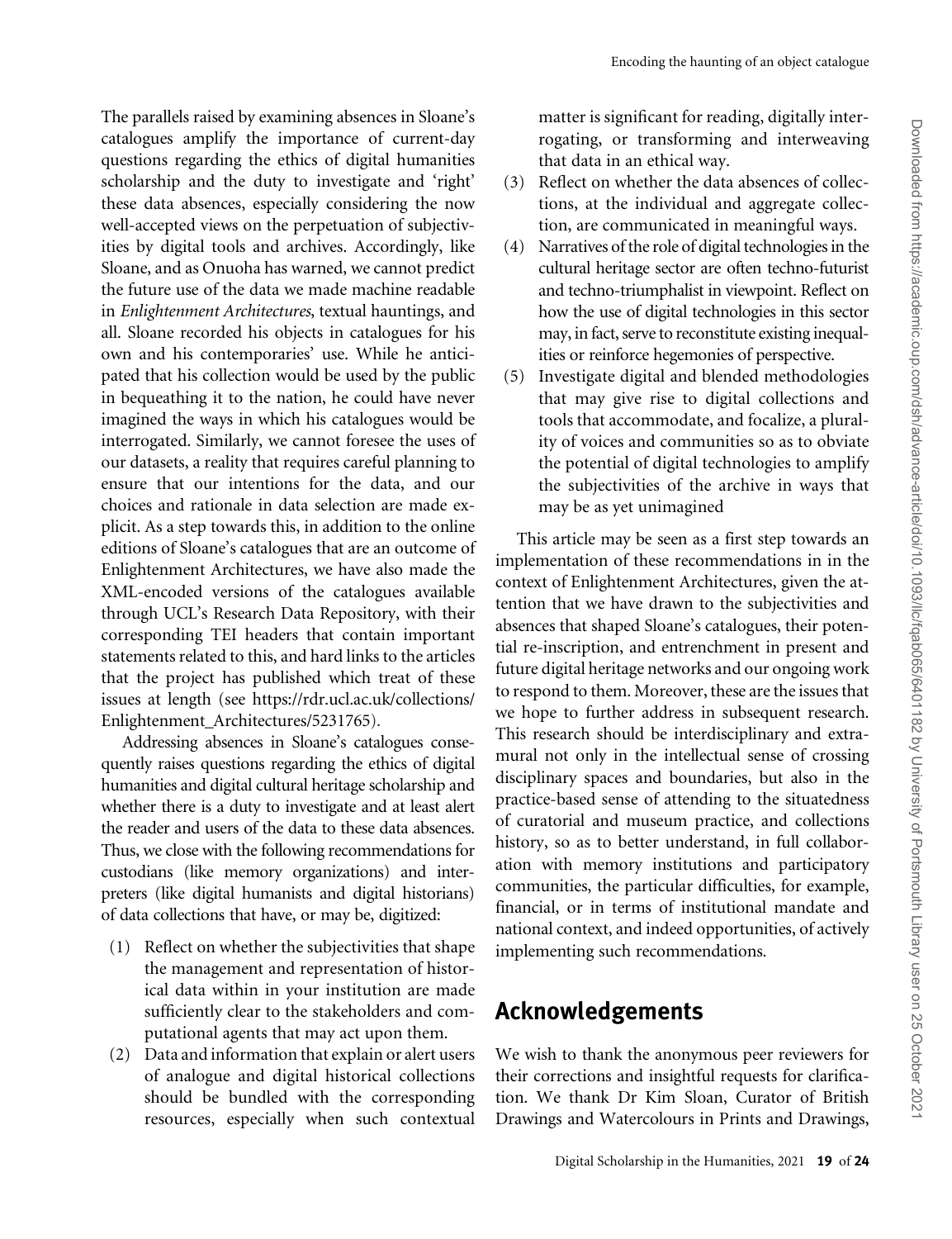The parallels raised by examining absences in Sloane's catalogues amplify the importance of current-day questions regarding the ethics of digital humanities scholarship and the duty to investigate and 'right' these data absences, especially considering the now well-accepted views on the perpetuation of subjectivities by digital tools and archives. Accordingly, like Sloane, and as Onuoha has warned, we cannot predict the future use of the data we made machine readable in *Enlightenment Architectures*, textual hauntings, and all. Sloane recorded his objects in catalogues for his own and his contemporaries' use. While he anticipated that his collection would be used by the public in bequeathing it to the nation, he could have never imagined the ways in which his catalogues would be interrogated. Similarly, we cannot foresee the uses of our datasets, a reality that requires careful planning to ensure that our intentions for the data, and our choices and rationale in data selection are made explicit. As a step towards this, in addition to the online editions of Sloane's catalogues that are an outcome of Enlightenment Architectures, we have also made the XML-encoded versions of the catalogues available through UCL's Research Data Repository, with their corresponding TEI headers that contain important statements related to this, and hard links to the articles that the project has published which treat of these issues at length (see https://rdr.ucl.ac.uk/collections/Enlightenment_Architectures/5231765).

Addressing absences in Sloane's catalogues consequently raises questions regarding the ethics of digital humanities and digital cultural heritage scholarship and whether there is a duty to investigate and at least alert the reader and users of the data to these data absences. Thus, we close with the following recommendations for custodians (like memory organizations) and interpreters (like digital humanists and digital historians) of data collections that have, or may be, digitized:

(1) Reflect on whether the subjectivities that shape the management and representation of historical data within in your institution are made sufficiently clear to the stakeholders and computational agents that may act upon them.
(2) Data and information that explain or alert users of analogue and digital historical collections should be bundled with the corresponding resources, especially when such contextual matter is significant for reading, digitally interrogating, or transforming and interweaving that data in an ethical way.
(3) Reflect on whether the data absences of collections, at the individual and aggregate collection, are communicated in meaningful ways.
(4) Narratives of the role of digital technologies in the cultural heritage sector are often techno-futurist and techno-triumphalist in viewpoint. Reflect on how the use of digital technologies in this sector may, in fact, serve to reconstitute existing inequalities or reinforce hegemonies of perspective.
(5) Investigate digital and blended methodologies that may give rise to digital collections and tools that accommodate, and focalize, a plurality of voices and communities so as to obviate the potential of digital technologies to amplify the subjectivities of the archive in ways that may be as yet unimagined

This article may be seen as a first step towards an implementation of these recommendations in in the context of Enlightenment Architectures, given the attention that we have drawn to the subjectivities and absences that shaped Sloane's catalogues, their potential re-inscription, and entrenchment in present and future digital heritage networks and our ongoing work to respond to them. Moreover, these are the issues that we hope to further address in subsequent research. This research should be interdisciplinary and extramural not only in the intellectual sense of crossing disciplinary spaces and boundaries, but also in the practice-based sense of attending to the situatedness of curatorial and museum practice, and collections history, so as to better understand, in full collaboration with memory institutions and participatory communities, the particular difficulties, for example, financial, or in terms of institutional mandate and national context, and indeed opportunities, of actively implementing such recommendations.

## Acknowledgements

We wish to thank the anonymous peer reviewers for their corrections and insightful requests for clarification. We thank Dr Kim Sloan, Curator of British Drawings and Watercolours in Prints and Drawings,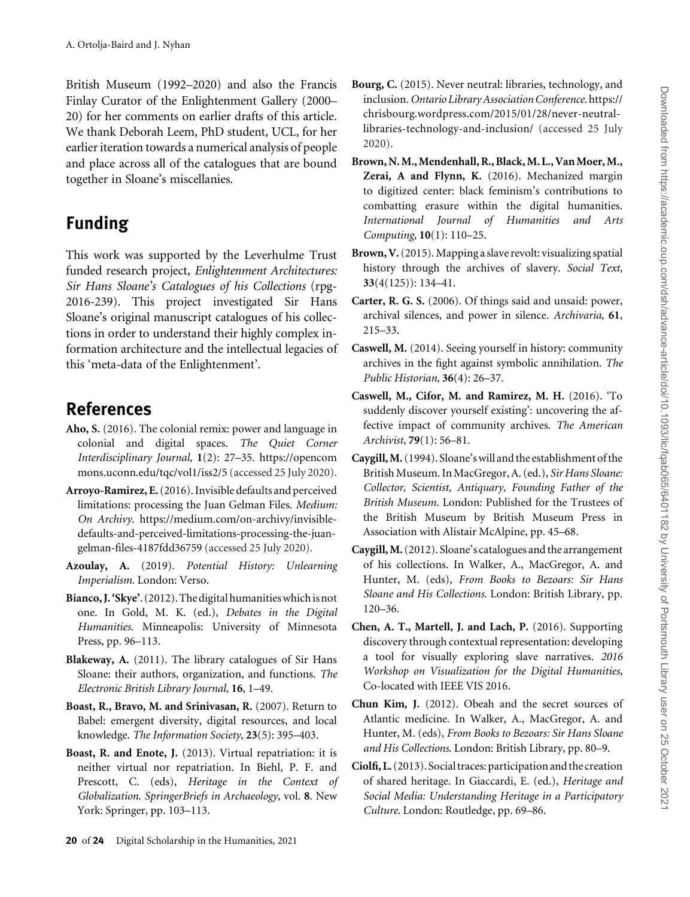British Museum (1992–2020) and also the Francis Finlay Curator of the Enlightenment Gallery (2000–20) for her comments on earlier drafts of this article. We thank Deborah Leem, PhD student, UCL, for her earlier iteration towards a numerical analysis of people and place across all of the catalogues that are bound together in Sloane's miscellanies.

## Funding

This work was supported by the Leverhulme Trust funded research project, *Enlightenment Architectures: Sir Hans Sloane's Catalogues of his Collections* (rpg-2016-239). This project investigated Sir Hans Sloane's original manuscript catalogues of his collections in order to understand their highly complex information architecture and the intellectual legacies of this 'meta-data of the Enlightenment'.

## References

**Aho, S.** (2016). The colonial remix: power and language in colonial and digital spaces. *The Quiet Corner Interdisciplinary Journal*, **1**(2): 27–35. https://opencommons.uconn.edu/tqc/vol1/iss2/5 (accessed 25 July 2020).

**Arroyo-Ramirez, E.** (2016). Invisible defaults and perceived limitations: processing the Juan Gelman Files. *Medium: On Archivy*. https://medium.com/on-archivy/invisible-defaults-and-perceived-limitations-processing-the-juan-gelman-files-4187fdd36759 (accessed 25 July 2020).

**Azoulay, A.** (2019). *Potential History: Unlearning Imperialism*. London: Verso.

**Bianco, J. 'Skye'.** (2012). The digital humanities which is not one. In Gold, M. K. (ed.), *Debates in the Digital Humanities*. Minneapolis: University of Minnesota Press, pp. 96–113.

**Blakeway, A.** (2011). The library catalogues of Sir Hans Sloane: their authors, organization, and functions. *The Electronic British Library Journal*, **16**, 1–49.

**Boast, R., Bravo, M. and Srinivasan, R.** (2007). Return to Babel: emergent diversity, digital resources, and local knowledge. *The Information Society*, **23**(5): 395–403.

**Boast, R. and Enote, J.** (2013). Virtual repatriation: it is neither virtual nor repatriation. In Biehl, P. F. and Prescott, C. (eds), *Heritage in the Context of Globalization. SpringerBriefs in Archaeology*, vol. **8**. New York: Springer, pp. 103–113.

**Bourg, C.** (2015). Never neutral: libraries, technology, and inclusion. *Ontario Library Association Conference*. https://chrisbourg.wordpress.com/2015/01/28/never-neutral-libraries-technology-and-inclusion/ (accessed 25 July 2020).

**Brown, N. M., Mendenhall, R., Black, M. L., Van Moer, M., Zerai, A and Flynn, K.** (2016). Mechanized margin to digitized center: black feminism's contributions to combatting erasure within the digital humanities. *International Journal of Humanities and Arts Computing*, **10**(1): 110–25.

**Brown, V.** (2015). Mapping a slave revolt: visualizing spatial history through the archives of slavery. *Social Text*, **33**(4(125)): 134–41.

**Carter, R. G. S.** (2006). Of things said and unsaid: power, archival silences, and power in silence. *Archivaria*, **61**, 215–33.

**Caswell, M.** (2014). Seeing yourself in history: community archives in the fight against symbolic annihilation. *The Public Historian*, **36**(4): 26–37.

**Caswell, M., Cifor, M. and Ramirez, M. H.** (2016). 'To suddenly discover yourself existing': uncovering the affective impact of community archives. *The American Archivist*, **79**(1): 56–81.

**Caygill, M.** (1994). Sloane's will and the establishment of the British Museum. In MacGregor, A. (ed.), *Sir Hans Sloane: Collector, Scientist, Antiquary, Founding Father of the British Museum*. London: Published for the Trustees of the British Museum by British Museum Press in Association with Alistair McAlpine, pp. 45–68.

**Caygill, M.** (2012). Sloane's catalogues and the arrangement of his collections. In Walker, A., MacGregor, A. and Hunter, M. (eds), *From Books to Bezoars: Sir Hans Sloane and His Collections*. London: British Library, pp. 120–36.

**Chen, A. T., Martell, J. and Lach, P.** (2016). Supporting discovery through contextual representation: developing a tool for visually exploring slave narratives. *2016 Workshop on Visualization for the Digital Humanities*, Co-located with IEEE VIS 2016.

**Chun Kim, J.** (2012). Obeah and the secret sources of Atlantic medicine. In Walker, A., MacGregor, A. and Hunter, M. (eds), *From Books to Bezoars: Sir Hans Sloane and His Collections*. London: British Library, pp. 80–9.

**Ciolfi, L.** (2013). Social traces: participation and the creation of shared heritage. In Giaccardi, E. (ed.), *Heritage and Social Media: Understanding Heritage in a Participatory Culture*. London: Routledge, pp. 69–86.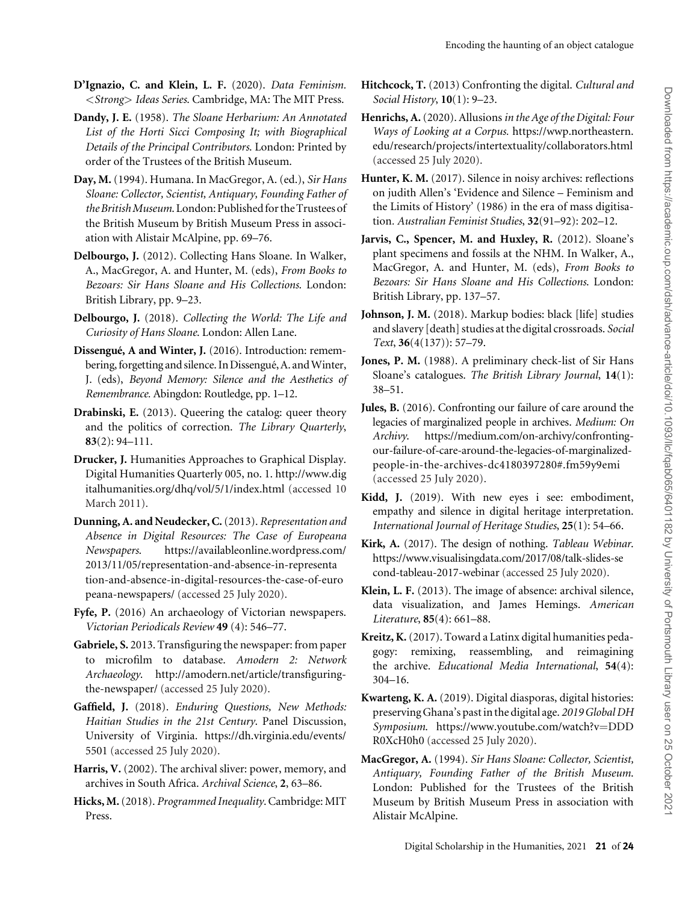**D'Ignazio, C. and Klein, L. F.** (2020). *Data Feminism. <Strong> Ideas Series*. Cambridge, MA: The MIT Press.

**Dandy, J. E.** (1958). *The Sloane Herbarium: An Annotated List of the Horti Sicci Composing It; with Biographical Details of the Principal Contributors*. London: Printed by order of the Trustees of the British Museum.

**Day, M.** (1994). Humana. In MacGregor, A. (ed.), *Sir Hans Sloane: Collector, Scientist, Antiquary, Founding Father of the British Museum*. London: Published for the Trustees of the British Museum by British Museum Press in association with Alistair McAlpine, pp. 69–76.

**Delbourgo, J.** (2012). Collecting Hans Sloane. In Walker, A., MacGregor, A. and Hunter, M. (eds), *From Books to Bezoars: Sir Hans Sloane and His Collections*. London: British Library, pp. 9–23.

**Delbourgo, J.** (2018). *Collecting the World: The Life and Curiosity of Hans Sloane*. London: Allen Lane.

**Dissengué, A and Winter, J.** (2016). Introduction: remembering, forgetting and silence. In Dissengué, A. and Winter, J. (eds), *Beyond Memory: Silence and the Aesthetics of Remembrance*. Abingdon: Routledge, pp. 1–12.

**Drabinski, E.** (2013). Queering the catalog: queer theory and the politics of correction. *The Library Quarterly*, **83**(2): 94–111.

**Drucker, J.** Humanities Approaches to Graphical Display. Digital Humanities Quarterly 005, no. 1. http://www.digitalhumanities.org/dhq/vol/5/1/index.html (accessed 10 March 2011).

**Dunning, A. and Neudecker, C.** (2013). *Representation and Absence in Digital Resources: The Case of Europeana Newspapers*. https://availableonline.wordpress.com/2013/11/05/representation-and-absence-in-representation-and-absence-in-digital-resources-the-case-of-europeana-newspapers/ (accessed 25 July 2020).

**Fyfe, P.** (2016) An archaeology of Victorian newspapers. *Victorian Periodicals Review* **49** (4): 546–77.

**Gabriele, S.** 2013. Transfiguring the newspaper: from paper to microfilm to database. *Amodern 2: Network Archaeology*. http://amodern.net/article/transfiguring-the-newspaper/ (accessed 25 July 2020).

**Gaffield, J.** (2018). *Enduring Questions, New Methods: Haitian Studies in the 21st Century*. Panel Discussion, University of Virginia. https://dh.virginia.edu/events/5501 (accessed 25 July 2020).

**Harris, V.** (2002). The archival sliver: power, memory, and archives in South Africa. *Archival Science*, **2**, 63–86.

**Hicks, M.** (2018). *Programmed Inequality*. Cambridge: MIT Press.

**Hitchcock, T.** (2013) Confronting the digital. *Cultural and Social History*, **10**(1): 9–23.

**Henrichs, A.** (2020). Allusions *in the Age of the Digital: Four Ways of Looking at a Corpus*. https://wwp.northeastern.edu/research/projects/intertextuality/collaborators.html (accessed 25 July 2020).

**Hunter, K. M.** (2017). Silence in noisy archives: reflections on judith Allen's 'Evidence and Silence – Feminism and the Limits of History' (1986) in the era of mass digitisation. *Australian Feminist Studies*, **32**(91–92): 202–12.

**Jarvis, C., Spencer, M. and Huxley, R.** (2012). Sloane's plant specimens and fossils at the NHM. In Walker, A., MacGregor, A. and Hunter, M. (eds), *From Books to Bezoars: Sir Hans Sloane and His Collections*. London: British Library, pp. 137–57.

**Johnson, J. M.** (2018). Markup bodies: black [life] studies and slavery [death] studies at the digital crossroads. *Social Text*, **36**(4(137)): 57–79.

**Jones, P. M.** (1988). A preliminary check-list of Sir Hans Sloane's catalogues. *The British Library Journal*, **14**(1): 38–51.

**Jules, B.** (2016). Confronting our failure of care around the legacies of marginalized people in archives. *Medium: On Archivy*. https://medium.com/on-archivy/confronting-our-failure-of-care-around-the-legacies-of-marginalized-people-in-the-archives-dc4180397280#.fm59y9emi (accessed 25 July 2020).

**Kidd, J.** (2019). With new eyes i see: embodiment, empathy and silence in digital heritage interpretation. *International Journal of Heritage Studies*, **25**(1): 54–66.

**Kirk, A.** (2017). The design of nothing. *Tableau Webinar*. https://www.visualisingdata.com/2017/08/talk-slides-second-tableau-2017-webinar (accessed 25 July 2020).

**Klein, L. F.** (2013). The image of absence: archival silence, data visualization, and James Hemings. *American Literature*, **85**(4): 661–88.

**Kreitz, K.** (2017). Toward a Latinx digital humanities pedagogy: remixing, reassembling, and reimagining the archive. *Educational Media International*, **54**(4): 304–16.

**Kwarteng, K. A.** (2019). Digital diasporas, digital histories: preserving Ghana's past in the digital age. *2019 Global DH Symposium*. https://www.youtube.com/watch?v=DDDR0XcH0h0 (accessed 25 July 2020).

**MacGregor, A.** (1994). *Sir Hans Sloane: Collector, Scientist, Antiquary, Founding Father of the British Museum*. London: Published for the Trustees of the British Museum by British Museum Press in association with Alistair McAlpine.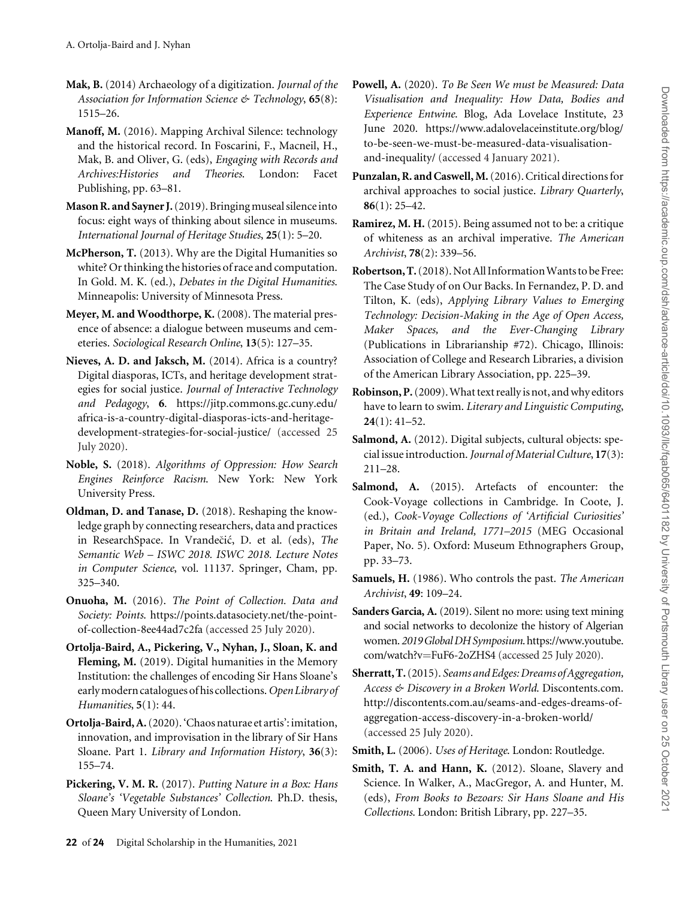**Mak, B.** (2014) Archaeology of a digitization. *Journal of the Association for Information Science & Technology*, **65**(8): 1515–26.

**Manoff, M.** (2016). Mapping Archival Silence: technology and the historical record. In Foscarini, F., Macneil, H., Mak, B. and Oliver, G. (eds), *Engaging with Records and Archives:Histories and Theories*. London: Facet Publishing, pp. 63–81.

**Mason R. and Sayner J.** (2019). Bringing museal silence into focus: eight ways of thinking about silence in museums. *International Journal of Heritage Studies*, **25**(1): 5–20.

**McPherson, T.** (2013). Why are the Digital Humanities so white? Or thinking the histories of race and computation. In Gold. M. K. (ed.), *Debates in the Digital Humanities*. Minneapolis: University of Minnesota Press.

**Meyer, M. and Woodthorpe, K.** (2008). The material presence of absence: a dialogue between museums and cemeteries. *Sociological Research Online*, **13**(5): 127–35.

**Nieves, A. D. and Jaksch, M.** (2014). Africa is a country? Digital diasporas, ICTs, and heritage development strategies for social justice. *Journal of Interactive Technology and Pedagogy*, **6**. https://jitp.commons.gc.cuny.edu/africa-is-a-country-digital-diasporas-icts-and-heritage-development-strategies-for-social-justice/ (accessed 25 July 2020).

**Noble, S.** (2018). *Algorithms of Oppression: How Search Engines Reinforce Racism*. New York: New York University Press.

**Oldman, D. and Tanase, D.** (2018). Reshaping the knowledge graph by connecting researchers, data and practices in ResearchSpace. In Vrandečić, D. et al. (eds), *The Semantic Web – ISWC 2018. ISWC 2018. Lecture Notes in Computer Science*, vol. 11137. Springer, Cham, pp. 325–340.

**Onuoha, M.** (2016). *The Point of Collection. Data and Society: Points*. https://points.datasociety.net/the-point-of-collection-8ee44ad7c2fa (accessed 25 July 2020).

**Ortolja-Baird, A., Pickering, V., Nyhan, J., Sloan, K. and Fleming, M.** (2019). Digital humanities in the Memory Institution: the challenges of encoding Sir Hans Sloane's early modern catalogues of his collections. *Open Library of Humanities*, **5**(1): 44.

**Ortolja-Baird, A.** (2020). 'Chaos naturae et artis': imitation, innovation, and improvisation in the library of Sir Hans Sloane. Part 1. *Library and Information History*, **36**(3): 155–74.

**Pickering, V. M. R.** (2017). *Putting Nature in a Box: Hans Sloane's 'Vegetable Substances' Collection*. Ph.D. thesis, Queen Mary University of London.

**Powell, A.** (2020). *To Be Seen We must be Measured: Data Visualisation and Inequality: How Data, Bodies and Experience Entwine*. Blog, Ada Lovelace Institute, 23 June 2020. https://www.adalovelaceinstitute.org/blog/to-be-seen-we-must-be-measured-data-visualisation-and-inequality/ (accessed 4 January 2021).

**Punzalan, R. and Caswell, M.** (2016). Critical directions for archival approaches to social justice. *Library Quarterly*, **86**(1): 25–42.

**Ramirez, M. H.** (2015). Being assumed not to be: a critique of whiteness as an archival imperative. *The American Archivist*, **78**(2): 339–56.

**Robertson, T.** (2018). Not All Information Wants to be Free: The Case Study of on Our Backs. In Fernandez, P. D. and Tilton, K. (eds), *Applying Library Values to Emerging Technology: Decision-Making in the Age of Open Access, Maker Spaces, and the Ever-Changing Library* (Publications in Librarianship #72). Chicago, Illinois: Association of College and Research Libraries, a division of the American Library Association, pp. 225–39.

**Robinson, P.** (2009). What text really is not, and why editors have to learn to swim. *Literary and Linguistic Computing*, **24**(1): 41–52.

**Salmond, A.** (2012). Digital subjects, cultural objects: special issue introduction. *Journal of Material Culture*, **17**(3): 211–28.

**Salmond, A.** (2015). Artefacts of encounter: the Cook-Voyage collections in Cambridge. In Coote, J. (ed.), *Cook-Voyage Collections of 'Artificial Curiosities' in Britain and Ireland, 1771–2015* (MEG Occasional Paper, No. 5). Oxford: Museum Ethnographers Group, pp. 33–73.

**Samuels, H.** (1986). Who controls the past. *The American Archivist*, **49**: 109–24.

**Sanders Garcia, A.** (2019). Silent no more: using text mining and social networks to decolonize the history of Algerian women. *2019 Global DH Symposium*. https://www.youtube.com/watch?v=FuF6-2oZHS4 (accessed 25 July 2020).

**Sherratt, T.** (2015). *Seams and Edges: Dreams of Aggregation, Access & Discovery in a Broken World*. Discontents.com. http://discontents.com.au/seams-and-edges-dreams-of-aggregation-access-discovery-in-a-broken-world/ (accessed 25 July 2020).

**Smith, L.** (2006). *Uses of Heritage*. London: Routledge.

**Smith, T. A. and Hann, K.** (2012). Sloane, Slavery and Science. In Walker, A., MacGregor, A. and Hunter, M. (eds), *From Books to Bezoars: Sir Hans Sloane and His Collections*. London: British Library, pp. 227–35.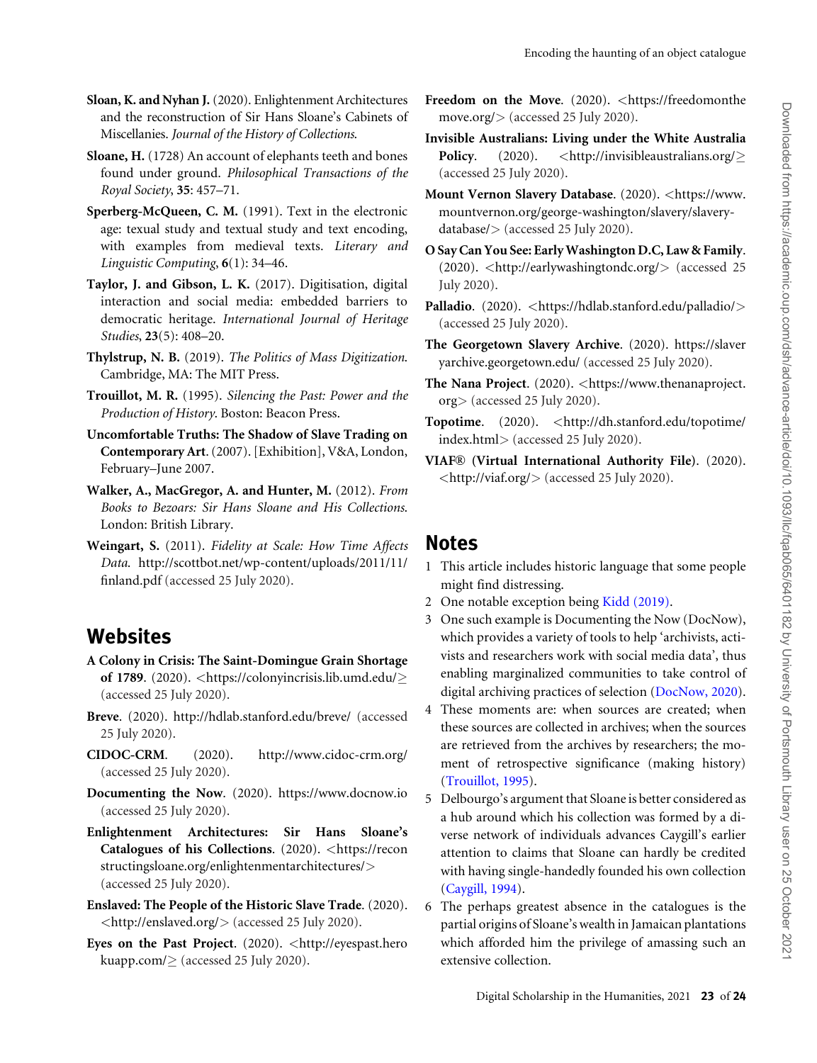**Sloan, K. and Nyhan J.** (2020). Enlightenment Architectures and the reconstruction of Sir Hans Sloane's Cabinets of Miscellanies. *Journal of the History of Collections*.

**Sloane, H.** (1728) An account of elephants teeth and bones found under ground. *Philosophical Transactions of the Royal Society*, **35**: 457–71.

**Sperberg-McQueen, C. M.** (1991). Text in the electronic age: texual study and textual study and text encoding, with examples from medieval texts. *Literary and Linguistic Computing*, **6**(1): 34–46.

**Taylor, J. and Gibson, L. K.** (2017). Digitisation, digital interaction and social media: embedded barriers to democratic heritage. *International Journal of Heritage Studies*, **23**(5): 408–20.

**Thylstrup, N. B.** (2019). *The Politics of Mass Digitization*. Cambridge, MA: The MIT Press.

**Trouillot, M. R.** (1995). *Silencing the Past: Power and the Production of History*. Boston: Beacon Press.

**Uncomfortable Truths: The Shadow of Slave Trading on Contemporary Art**. (2007). [Exhibition], V&A, London, February–June 2007.

**Walker, A., MacGregor, A. and Hunter, M.** (2012). *From Books to Bezoars: Sir Hans Sloane and His Collections*. London: British Library.

**Weingart, S.** (2011). *Fidelity at Scale: How Time Affects Data*. http://scottbot.net/wp-content/uploads/2011/11/finland.pdf (accessed 25 July 2020).

## Websites

**A Colony in Crisis: The Saint-Domingue Grain Shortage of 1789**. (2020). <https://colonyincrisis.lib.umd.edu/≥ (accessed 25 July 2020).

**Breve**. (2020). http://hdlab.stanford.edu/breve/ (accessed 25 July 2020).

**CIDOC-CRM**. (2020). http://www.cidoc-crm.org/ (accessed 25 July 2020).

**Documenting the Now**. (2020). https://www.docnow.io (accessed 25 July 2020).

**Enlightenment Architectures: Sir Hans Sloane's Catalogues of his Collections**. (2020). <https://reconstructingsloane.org/enlightenmentarchitectures/> (accessed 25 July 2020).

**Enslaved: The People of the Historic Slave Trade**. (2020). <http://enslaved.org/> (accessed 25 July 2020).

**Eyes on the Past Project**. (2020). <http://eyespast.herokuapp.com/≥ (accessed 25 July 2020).

**Freedom on the Move**. (2020). <https://freedomonthemove.org/> (accessed 25 July 2020).

**Invisible Australians: Living under the White Australia Policy**. (2020). <http://invisibleaustralians.org/≥ (accessed 25 July 2020).

**Mount Vernon Slavery Database**. (2020). <https://www.mountvernon.org/george-washington/slavery/slavery-database/> (accessed 25 July 2020).

**O Say Can You See: Early Washington D.C, Law & Family**. (2020). <http://earlywashingtondc.org/> (accessed 25 July 2020).

**Palladio**. (2020). <https://hdlab.stanford.edu/palladio/> (accessed 25 July 2020).

**The Georgetown Slavery Archive**. (2020). https://slaveryarchive.georgetown.edu/ (accessed 25 July 2020).

**The Nana Project**. (2020). <https://www.thenanaproject.org> (accessed 25 July 2020).

**Topotime**. (2020). <http://dh.stanford.edu/topotime/index.html> (accessed 25 July 2020).

**VIAF® (Virtual International Authority File)**. (2020). <http://viaf.org/> (accessed 25 July 2020).

## Notes

1. This article includes historic language that some people might find distressing.
2. One notable exception being Kidd (2019).
3. One such example is Documenting the Now (DocNow), which provides a variety of tools to help 'archivists, activists and researchers work with social media data', thus enabling marginalized communities to take control of digital archiving practices of selection (DocNow, 2020).
4. These moments are: when sources are created; when these sources are collected in archives; when the sources are retrieved from the archives by researchers; the moment of retrospective significance (making history) (Trouillot, 1995).
5. Delbourgo's argument that Sloane is better considered as a hub around which his collection was formed by a diverse network of individuals advances Caygill's earlier attention to claims that Sloane can hardly be credited with having single-handedly founded his own collection (Caygill, 1994).
6. The perhaps greatest absence in the catalogues is the partial origins of Sloane's wealth in Jamaican plantations which afforded him the privilege of amassing such an extensive collection.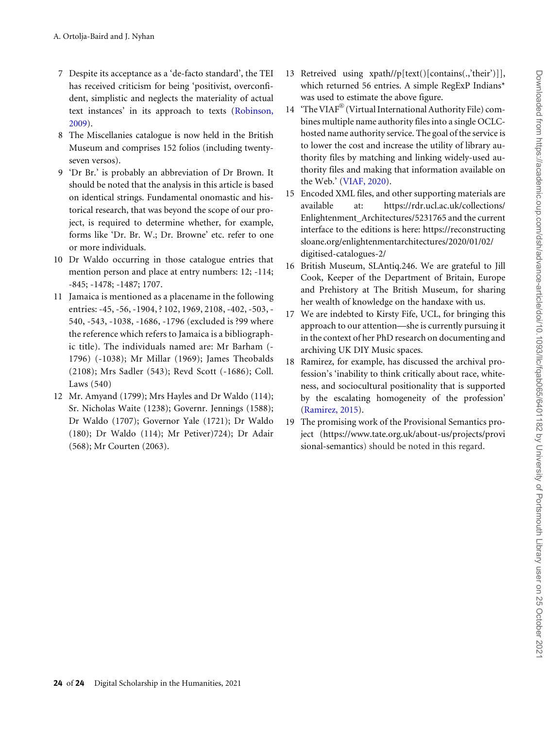7 Despite its acceptance as a 'de-facto standard', the TEI has received criticism for being 'positivist, overconfident, simplistic and neglects the materiality of actual text instances' in its approach to texts (Robinson, 2009).

8 The Miscellanies catalogue is now held in the British Museum and comprises 152 folios (including twenty-seven versos).

9 'Dr Br.' is probably an abbreviation of Dr Brown. It should be noted that the analysis in this article is based on identical strings. Fundamental onomastic and historical research, that was beyond the scope of our project, is required to determine whether, for example, forms like 'Dr. Br. W.; Dr. Browne' etc. refer to one or more individuals.

10 Dr Waldo occurring in those catalogue entries that mention person and place at entry numbers: 12; -114; -845; -1478; -1487; 1707.

11 Jamaica is mentioned as a placename in the following entries: -45, -56, -1904, ? 102, 1969, 2108, -402, -503, -540, -543, -1038, -1686, -1796 (excluded is ?99 where the reference which refers to Jamaica is a bibliographic title). The individuals named are: Mr Barham (-1796) (-1038); Mr Millar (1969); James Theobalds (2108); Mrs Sadler (543); Revd Scott (-1686); Coll. Laws (540)

12 Mr. Amyand (1799); Mrs Hayles and Dr Waldo (114); Sr. Nicholas Waite (1238); Governr. Jennings (1588); Dr Waldo (1707); Governor Yale (1721); Dr Waldo (180); Dr Waldo (114); Mr Petiver)724); Dr Adair (568); Mr Courten (2063).

13 Retreived using xpath//p[text()[contains(.,'their')]], which returned 56 entries. A simple RegExP Indians* was used to estimate the above figure.

14 'The VIAF® (Virtual International Authority File) combines multiple name authority files into a single OCLC-hosted name authority service. The goal of the service is to lower the cost and increase the utility of library authority files by matching and linking widely-used authority files and making that information available on the Web.' (VIAF, 2020).

15 Encoded XML files, and other supporting materials are available at: https://rdr.ucl.ac.uk/collections/Enlightenment_Architectures/5231765 and the current interface to the editions is here: https://reconstructingsloane.org/enlightenmentarchitectures/2020/01/02/digitised-catalogues-2/

16 British Museum, SLAntiq.246. We are grateful to Jill Cook, Keeper of the Department of Britain, Europe and Prehistory at The British Museum, for sharing her wealth of knowledge on the handaxe with us.

17 We are indebted to Kirsty Fife, UCL, for bringing this approach to our attention—she is currently pursuing it in the context of her PhD research on documenting and archiving UK DIY Music spaces.

18 Ramirez, for example, has discussed the archival profession's 'inability to think critically about race, whiteness, and sociocultural positionality that is supported by the escalating homogeneity of the profession' (Ramirez, 2015).

19 The promising work of the Provisional Semantics project (https://www.tate.org.uk/about-us/projects/provisional-semantics) should be noted in this regard.